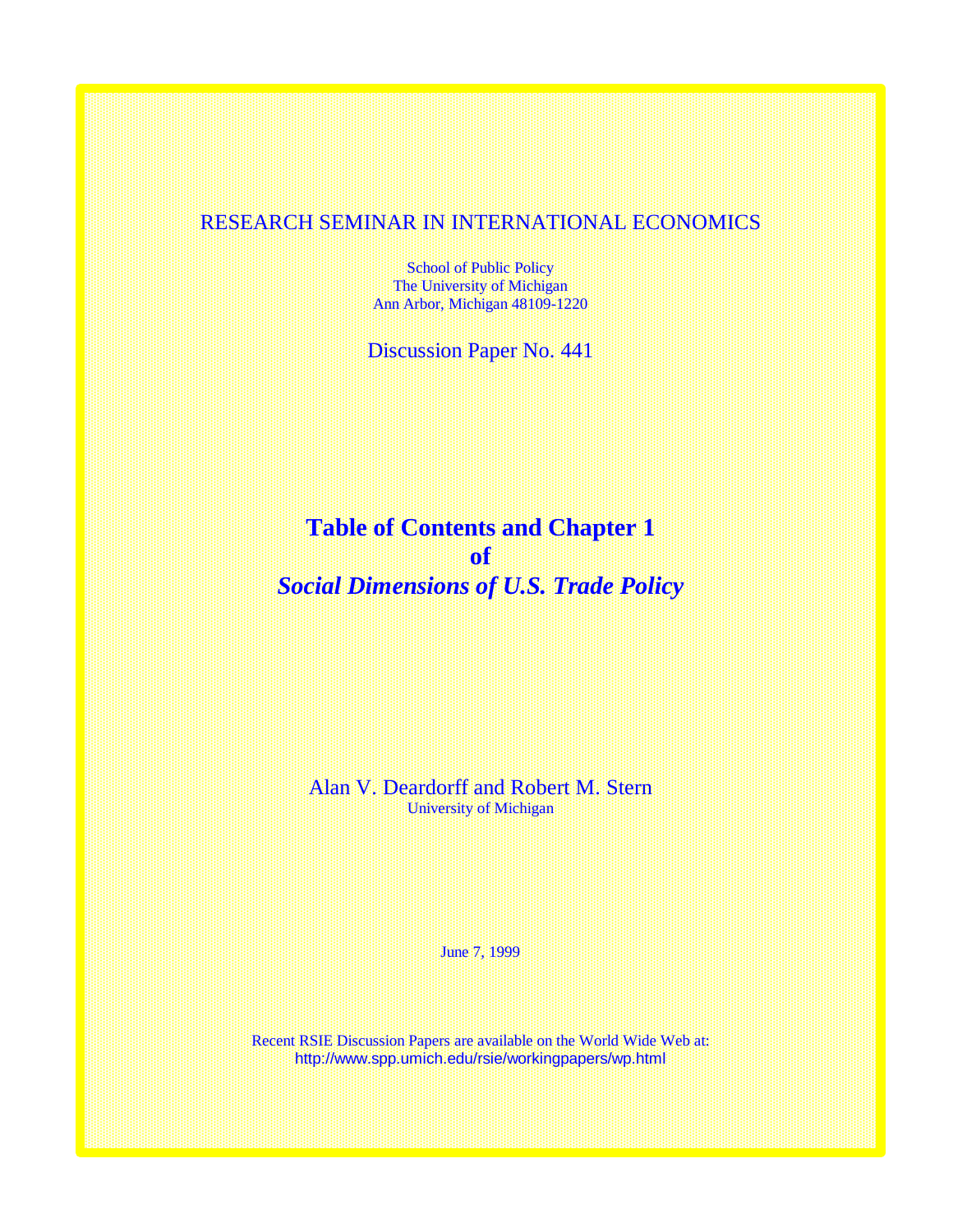RESEARCH SEMINAR IN INTERNATIONAL ECONOMICS

School of Public Policy
The University of Michigan
Ann Arbor, Michigan 48109-1220

Discussion Paper No. 441

# Table of Contents and Chapter 1 of *Social Dimensions of U.S. Trade Policy*

Alan V. Deardorff and Robert M. Stern
University of Michigan

June 7, 1999

Recent RSIE Discussion Papers are available on the World Wide Web at:
http://www.spp.umich.edu/rsie/workingpapers/wp.html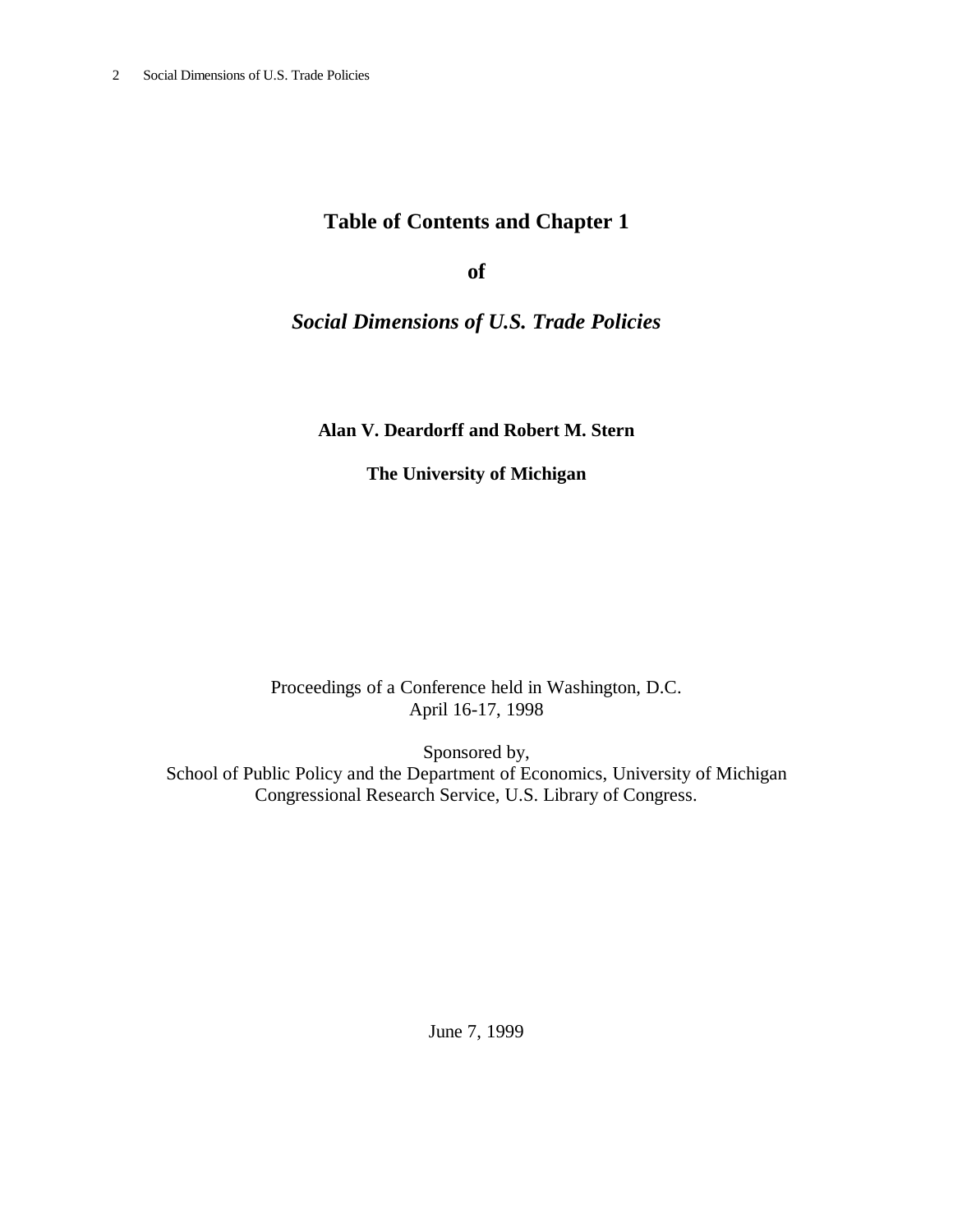# Table of Contents and Chapter 1

# of

# *Social Dimensions of U.S. Trade Policies*

**Alan V. Deardorff and Robert M. Stern**

**The University of Michigan**

Proceedings of a Conference held in Washington, D.C.
April 16-17, 1998

Sponsored by,
School of Public Policy and the Department of Economics, University of Michigan
Congressional Research Service, U.S. Library of Congress.

June 7, 1999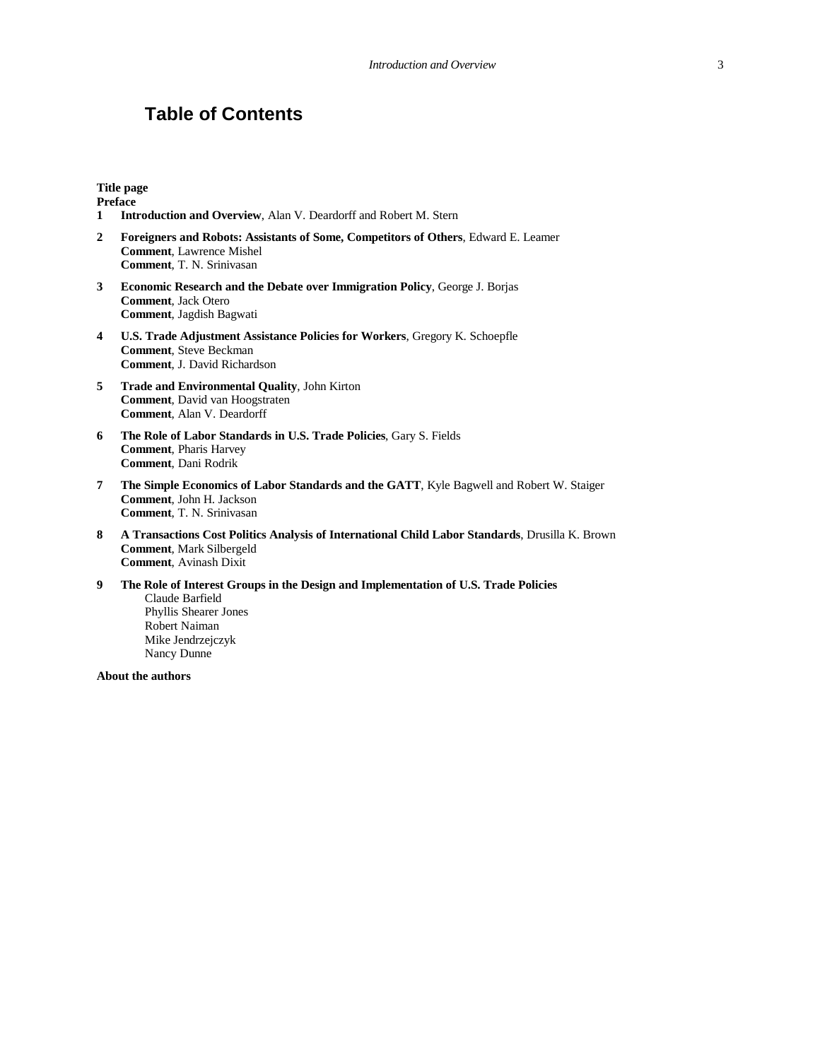# Table of Contents

**Title page**
**Preface**

**1** **Introduction and Overview**, Alan V. Deardorff and Robert M. Stern

**2** **Foreigners and Robots: Assistants of Some, Competitors of Others**, Edward E. Leamer
**Comment**, Lawrence Mishel
**Comment**, T. N. Srinivasan

**3** **Economic Research and the Debate over Immigration Policy**, George J. Borjas
**Comment**, Jack Otero
**Comment**, Jagdish Bagwati

**4** **U.S. Trade Adjustment Assistance Policies for Workers**, Gregory K. Schoepfle
**Comment**, Steve Beckman
**Comment**, J. David Richardson

**5** **Trade and Environmental Quality**, John Kirton
**Comment**, David van Hoogstraten
**Comment**, Alan V. Deardorff

**6** **The Role of Labor Standards in U.S. Trade Policies**, Gary S. Fields
**Comment**, Pharis Harvey
**Comment**, Dani Rodrik

**7** **The Simple Economics of Labor Standards and the GATT**, Kyle Bagwell and Robert W. Staiger
**Comment**, John H. Jackson
**Comment**, T. N. Srinivasan

**8** **A Transactions Cost Politics Analysis of International Child Labor Standards**, Drusilla K. Brown
**Comment**, Mark Silbergeld
**Comment**, Avinash Dixit

**9** **The Role of Interest Groups in the Design and Implementation of U.S. Trade Policies**
Claude Barfield
Phyllis Shearer Jones
Robert Naiman
Mike Jendrzejczyk
Nancy Dunne

**About the authors**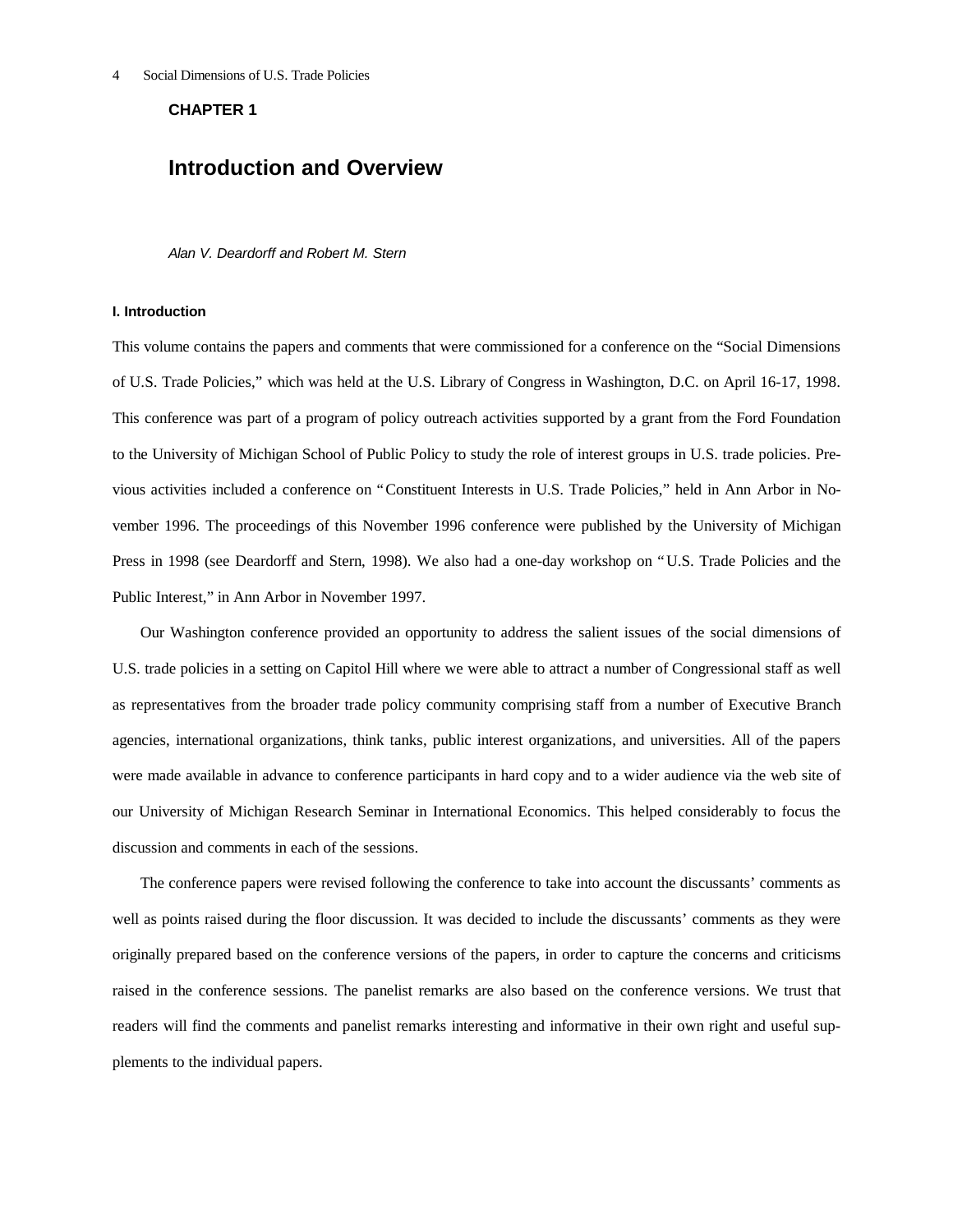# CHAPTER 1

# Introduction and Overview

*Alan V. Deardorff and Robert M. Stern*

## I. Introduction

This volume contains the papers and comments that were commissioned for a conference on the "Social Dimensions of U.S. Trade Policies," which was held at the U.S. Library of Congress in Washington, D.C. on April 16-17, 1998. This conference was part of a program of policy outreach activities supported by a grant from the Ford Foundation to the University of Michigan School of Public Policy to study the role of interest groups in U.S. trade policies. Previous activities included a conference on "Constituent Interests in U.S. Trade Policies," held in Ann Arbor in November 1996. The proceedings of this November 1996 conference were published by the University of Michigan Press in 1998 (see Deardorff and Stern, 1998). We also had a one-day workshop on "U.S. Trade Policies and the Public Interest," in Ann Arbor in November 1997.

Our Washington conference provided an opportunity to address the salient issues of the social dimensions of U.S. trade policies in a setting on Capitol Hill where we were able to attract a number of Congressional staff as well as representatives from the broader trade policy community comprising staff from a number of Executive Branch agencies, international organizations, think tanks, public interest organizations, and universities. All of the papers were made available in advance to conference participants in hard copy and to a wider audience via the web site of our University of Michigan Research Seminar in International Economics. This helped considerably to focus the discussion and comments in each of the sessions.

The conference papers were revised following the conference to take into account the discussants' comments as well as points raised during the floor discussion. It was decided to include the discussants' comments as they were originally prepared based on the conference versions of the papers, in order to capture the concerns and criticisms raised in the conference sessions. The panelist remarks are also based on the conference versions. We trust that readers will find the comments and panelist remarks interesting and informative in their own right and useful supplements to the individual papers.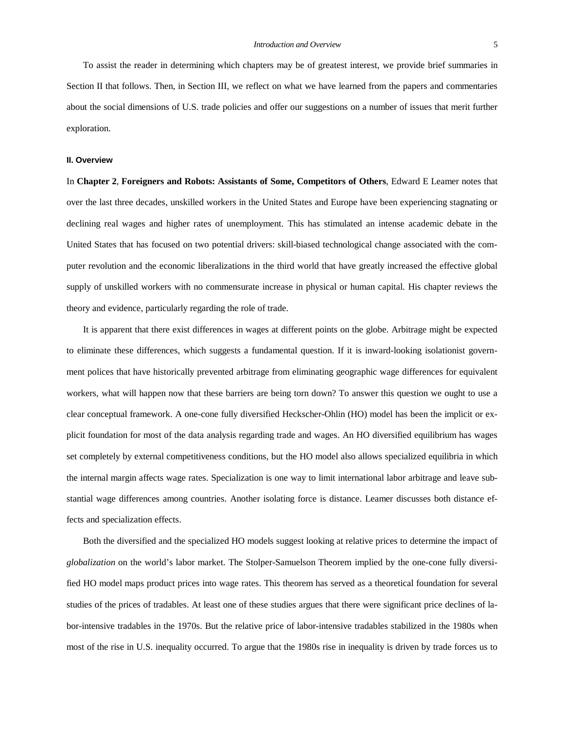To assist the reader in determining which chapters may be of greatest interest, we provide brief summaries in Section II that follows. Then, in Section III, we reflect on what we have learned from the papers and commentaries about the social dimensions of U.S. trade policies and offer our suggestions on a number of issues that merit further exploration.

## II. Overview

In **Chapter 2**, **Foreigners and Robots: Assistants of Some, Competitors of Others**, Edward E Leamer notes that over the last three decades, unskilled workers in the United States and Europe have been experiencing stagnating or declining real wages and higher rates of unemployment. This has stimulated an intense academic debate in the United States that has focused on two potential drivers: skill-biased technological change associated with the computer revolution and the economic liberalizations in the third world that have greatly increased the effective global supply of unskilled workers with no commensurate increase in physical or human capital. His chapter reviews the theory and evidence, particularly regarding the role of trade.

It is apparent that there exist differences in wages at different points on the globe. Arbitrage might be expected to eliminate these differences, which suggests a fundamental question. If it is inward-looking isolationist government polices that have historically prevented arbitrage from eliminating geographic wage differences for equivalent workers, what will happen now that these barriers are being torn down? To answer this question we ought to use a clear conceptual framework. A one-cone fully diversified Heckscher-Ohlin (HO) model has been the implicit or explicit foundation for most of the data analysis regarding trade and wages. An HO diversified equilibrium has wages set completely by external competitiveness conditions, but the HO model also allows specialized equilibria in which the internal margin affects wage rates. Specialization is one way to limit international labor arbitrage and leave substantial wage differences among countries. Another isolating force is distance. Leamer discusses both distance effects and specialization effects.

Both the diversified and the specialized HO models suggest looking at relative prices to determine the impact of *globalization* on the world's labor market. The Stolper-Samuelson Theorem implied by the one-cone fully diversified HO model maps product prices into wage rates. This theorem has served as a theoretical foundation for several studies of the prices of tradables. At least one of these studies argues that there were significant price declines of labor-intensive tradables in the 1970s. But the relative price of labor-intensive tradables stabilized in the 1980s when most of the rise in U.S. inequality occurred. To argue that the 1980s rise in inequality is driven by trade forces us to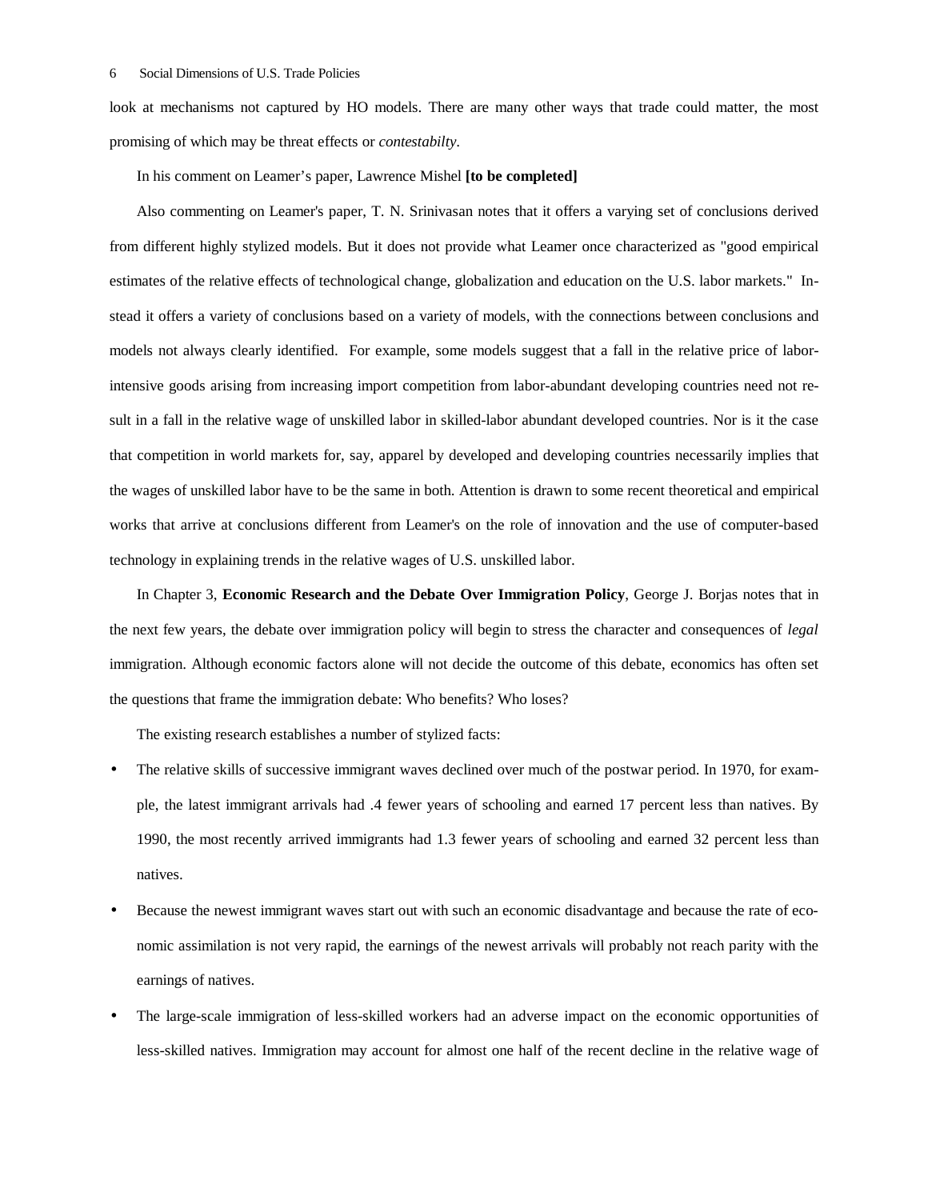look at mechanisms not captured by HO models. There are many other ways that trade could matter, the most promising of which may be threat effects or *contestabilty*.

In his comment on Leamer's paper, Lawrence Mishel **[to be completed]**

Also commenting on Leamer's paper, T. N. Srinivasan notes that it offers a varying set of conclusions derived from different highly stylized models. But it does not provide what Leamer once characterized as "good empirical estimates of the relative effects of technological change, globalization and education on the U.S. labor markets." Instead it offers a variety of conclusions based on a variety of models, with the connections between conclusions and models not always clearly identified. For example, some models suggest that a fall in the relative price of labor-intensive goods arising from increasing import competition from labor-abundant developing countries need not result in a fall in the relative wage of unskilled labor in skilled-labor abundant developed countries. Nor is it the case that competition in world markets for, say, apparel by developed and developing countries necessarily implies that the wages of unskilled labor have to be the same in both. Attention is drawn to some recent theoretical and empirical works that arrive at conclusions different from Leamer's on the role of innovation and the use of computer-based technology in explaining trends in the relative wages of U.S. unskilled labor.

In Chapter 3, **Economic Research and the Debate Over Immigration Policy**, George J. Borjas notes that in the next few years, the debate over immigration policy will begin to stress the character and consequences of *legal* immigration. Although economic factors alone will not decide the outcome of this debate, economics has often set the questions that frame the immigration debate: Who benefits? Who loses?

The existing research establishes a number of stylized facts:

- The relative skills of successive immigrant waves declined over much of the postwar period. In 1970, for example, the latest immigrant arrivals had .4 fewer years of schooling and earned 17 percent less than natives. By 1990, the most recently arrived immigrants had 1.3 fewer years of schooling and earned 32 percent less than natives.
- Because the newest immigrant waves start out with such an economic disadvantage and because the rate of economic assimilation is not very rapid, the earnings of the newest arrivals will probably not reach parity with the earnings of natives.
- The large-scale immigration of less-skilled workers had an adverse impact on the economic opportunities of less-skilled natives. Immigration may account for almost one half of the recent decline in the relative wage of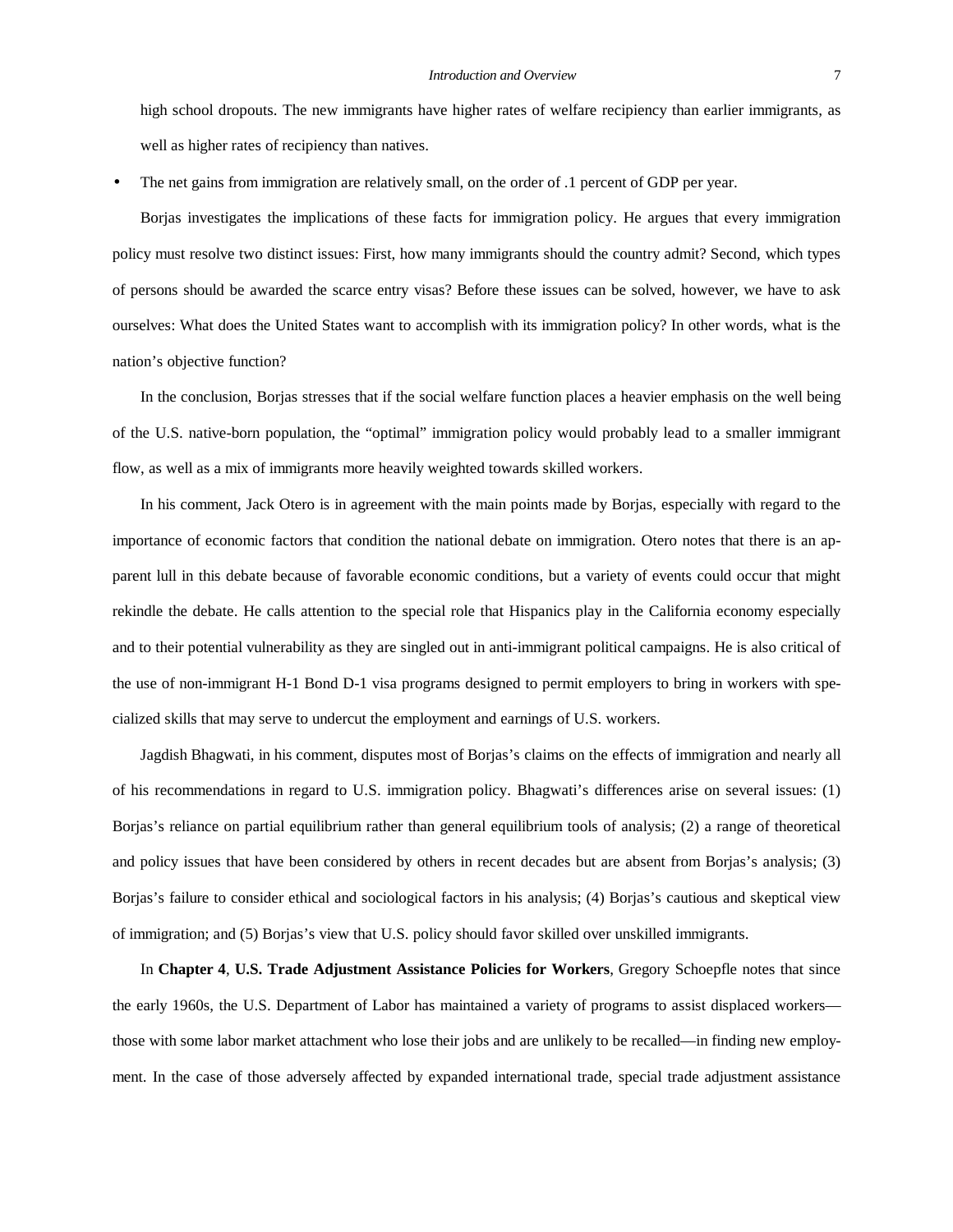high school dropouts. The new immigrants have higher rates of welfare recipiency than earlier immigrants, as well as higher rates of recipiency than natives.

- The net gains from immigration are relatively small, on the order of .1 percent of GDP per year.

Borjas investigates the implications of these facts for immigration policy. He argues that every immigration policy must resolve two distinct issues: First, how many immigrants should the country admit? Second, which types of persons should be awarded the scarce entry visas? Before these issues can be solved, however, we have to ask ourselves: What does the United States want to accomplish with its immigration policy? In other words, what is the nation's objective function?

In the conclusion, Borjas stresses that if the social welfare function places a heavier emphasis on the well being of the U.S. native-born population, the "optimal" immigration policy would probably lead to a smaller immigrant flow, as well as a mix of immigrants more heavily weighted towards skilled workers.

In his comment, Jack Otero is in agreement with the main points made by Borjas, especially with regard to the importance of economic factors that condition the national debate on immigration. Otero notes that there is an apparent lull in this debate because of favorable economic conditions, but a variety of events could occur that might rekindle the debate. He calls attention to the special role that Hispanics play in the California economy especially and to their potential vulnerability as they are singled out in anti-immigrant political campaigns. He is also critical of the use of non-immigrant H-1 Bond D-1 visa programs designed to permit employers to bring in workers with specialized skills that may serve to undercut the employment and earnings of U.S. workers.

Jagdish Bhagwati, in his comment, disputes most of Borjas's claims on the effects of immigration and nearly all of his recommendations in regard to U.S. immigration policy. Bhagwati's differences arise on several issues: (1) Borjas's reliance on partial equilibrium rather than general equilibrium tools of analysis; (2) a range of theoretical and policy issues that have been considered by others in recent decades but are absent from Borjas's analysis; (3) Borjas's failure to consider ethical and sociological factors in his analysis; (4) Borjas's cautious and skeptical view of immigration; and (5) Borjas's view that U.S. policy should favor skilled over unskilled immigrants.

In **Chapter 4**, **U.S. Trade Adjustment Assistance Policies for Workers**, Gregory Schoepfle notes that since the early 1960s, the U.S. Department of Labor has maintained a variety of programs to assist displaced workers—those with some labor market attachment who lose their jobs and are unlikely to be recalled—in finding new employment. In the case of those adversely affected by expanded international trade, special trade adjustment assistance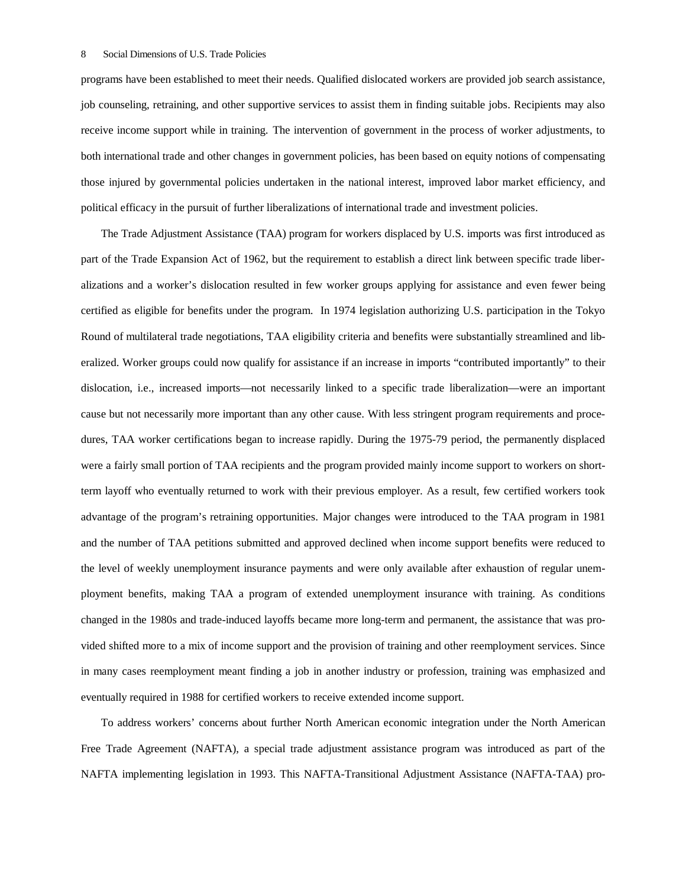programs have been established to meet their needs. Qualified dislocated workers are provided job search assistance, job counseling, retraining, and other supportive services to assist them in finding suitable jobs. Recipients may also receive income support while in training. The intervention of government in the process of worker adjustments, to both international trade and other changes in government policies, has been based on equity notions of compensating those injured by governmental policies undertaken in the national interest, improved labor market efficiency, and political efficacy in the pursuit of further liberalizations of international trade and investment policies.

The Trade Adjustment Assistance (TAA) program for workers displaced by U.S. imports was first introduced as part of the Trade Expansion Act of 1962, but the requirement to establish a direct link between specific trade liberalizations and a worker's dislocation resulted in few worker groups applying for assistance and even fewer being certified as eligible for benefits under the program. In 1974 legislation authorizing U.S. participation in the Tokyo Round of multilateral trade negotiations, TAA eligibility criteria and benefits were substantially streamlined and liberalized. Worker groups could now qualify for assistance if an increase in imports "contributed importantly" to their dislocation, i.e., increased imports—not necessarily linked to a specific trade liberalization—were an important cause but not necessarily more important than any other cause. With less stringent program requirements and procedures, TAA worker certifications began to increase rapidly. During the 1975-79 period, the permanently displaced were a fairly small portion of TAA recipients and the program provided mainly income support to workers on short-term layoff who eventually returned to work with their previous employer. As a result, few certified workers took advantage of the program's retraining opportunities. Major changes were introduced to the TAA program in 1981 and the number of TAA petitions submitted and approved declined when income support benefits were reduced to the level of weekly unemployment insurance payments and were only available after exhaustion of regular unemployment benefits, making TAA a program of extended unemployment insurance with training. As conditions changed in the 1980s and trade-induced layoffs became more long-term and permanent, the assistance that was provided shifted more to a mix of income support and the provision of training and other reemployment services. Since in many cases reemployment meant finding a job in another industry or profession, training was emphasized and eventually required in 1988 for certified workers to receive extended income support.

To address workers' concerns about further North American economic integration under the North American Free Trade Agreement (NAFTA), a special trade adjustment assistance program was introduced as part of the NAFTA implementing legislation in 1993. This NAFTA-Transitional Adjustment Assistance (NAFTA-TAA) pro-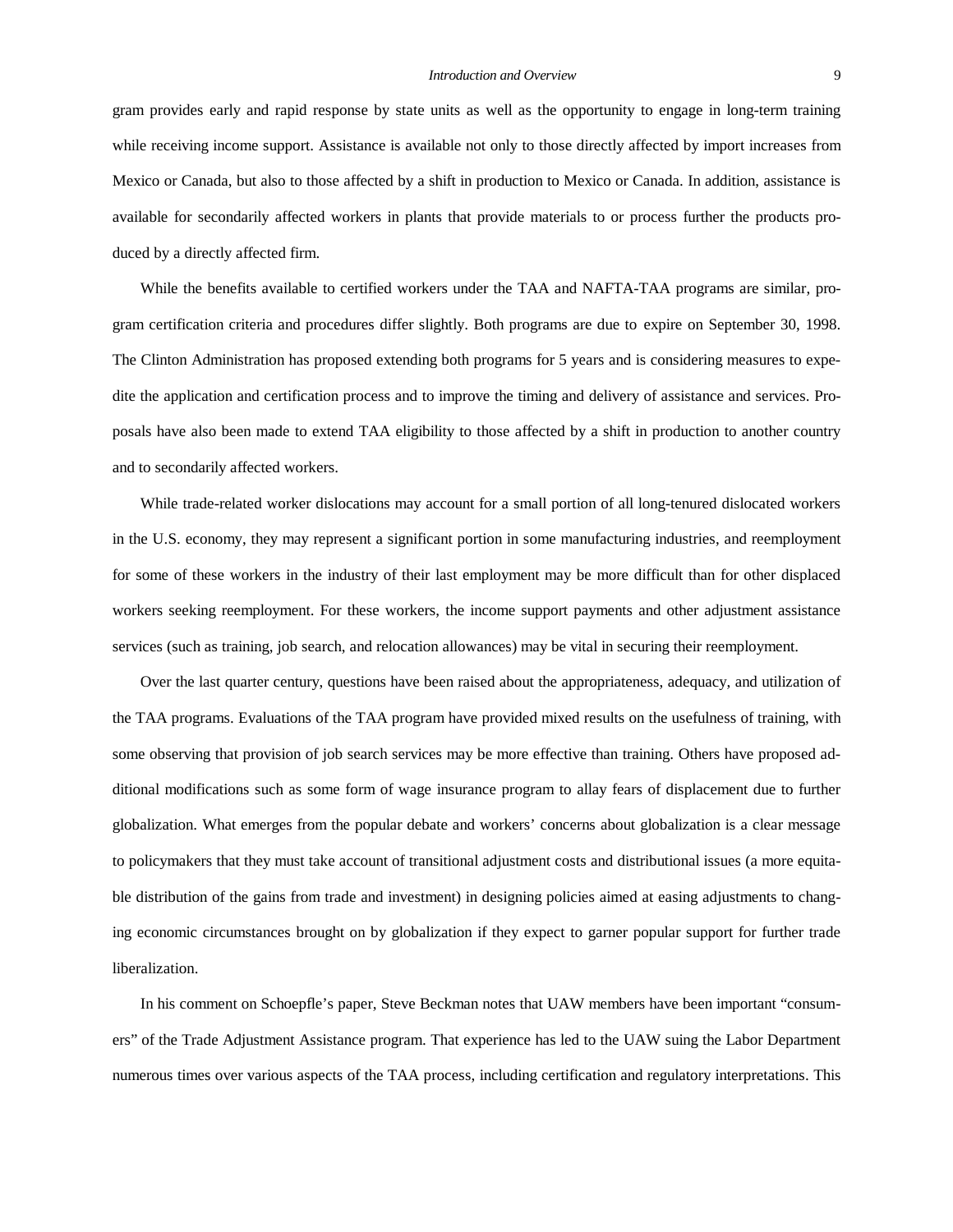gram provides early and rapid response by state units as well as the opportunity to engage in long-term training while receiving income support. Assistance is available not only to those directly affected by import increases from Mexico or Canada, but also to those affected by a shift in production to Mexico or Canada. In addition, assistance is available for secondarily affected workers in plants that provide materials to or process further the products produced by a directly affected firm.

While the benefits available to certified workers under the TAA and NAFTA-TAA programs are similar, program certification criteria and procedures differ slightly. Both programs are due to expire on September 30, 1998. The Clinton Administration has proposed extending both programs for 5 years and is considering measures to expedite the application and certification process and to improve the timing and delivery of assistance and services. Proposals have also been made to extend TAA eligibility to those affected by a shift in production to another country and to secondarily affected workers.

While trade-related worker dislocations may account for a small portion of all long-tenured dislocated workers in the U.S. economy, they may represent a significant portion in some manufacturing industries, and reemployment for some of these workers in the industry of their last employment may be more difficult than for other displaced workers seeking reemployment. For these workers, the income support payments and other adjustment assistance services (such as training, job search, and relocation allowances) may be vital in securing their reemployment.

Over the last quarter century, questions have been raised about the appropriateness, adequacy, and utilization of the TAA programs. Evaluations of the TAA program have provided mixed results on the usefulness of training, with some observing that provision of job search services may be more effective than training. Others have proposed additional modifications such as some form of wage insurance program to allay fears of displacement due to further globalization. What emerges from the popular debate and workers' concerns about globalization is a clear message to policymakers that they must take account of transitional adjustment costs and distributional issues (a more equitable distribution of the gains from trade and investment) in designing policies aimed at easing adjustments to changing economic circumstances brought on by globalization if they expect to garner popular support for further trade liberalization.

In his comment on Schoepfle's paper, Steve Beckman notes that UAW members have been important "consumers" of the Trade Adjustment Assistance program. That experience has led to the UAW suing the Labor Department numerous times over various aspects of the TAA process, including certification and regulatory interpretations. This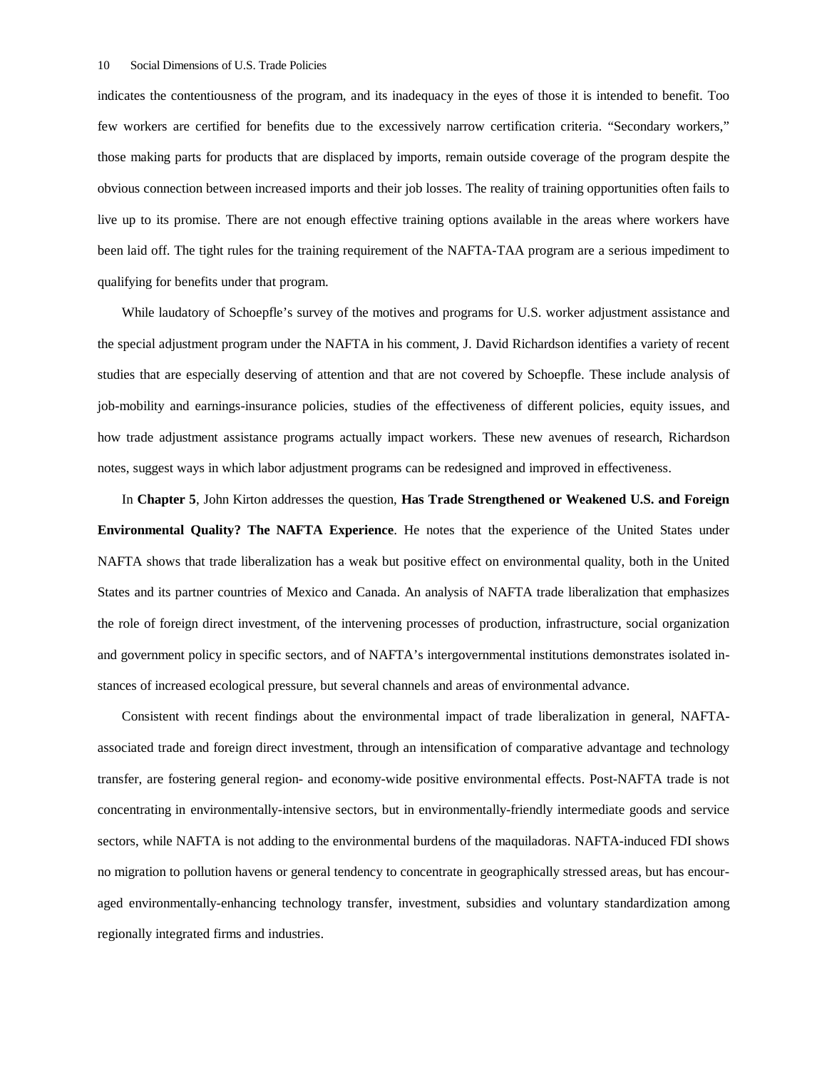indicates the contentiousness of the program, and its inadequacy in the eyes of those it is intended to benefit. Too few workers are certified for benefits due to the excessively narrow certification criteria. "Secondary workers," those making parts for products that are displaced by imports, remain outside coverage of the program despite the obvious connection between increased imports and their job losses. The reality of training opportunities often fails to live up to its promise. There are not enough effective training options available in the areas where workers have been laid off. The tight rules for the training requirement of the NAFTA-TAA program are a serious impediment to qualifying for benefits under that program.

While laudatory of Schoepfle's survey of the motives and programs for U.S. worker adjustment assistance and the special adjustment program under the NAFTA in his comment, J. David Richardson identifies a variety of recent studies that are especially deserving of attention and that are not covered by Schoepfle. These include analysis of job-mobility and earnings-insurance policies, studies of the effectiveness of different policies, equity issues, and how trade adjustment assistance programs actually impact workers. These new avenues of research, Richardson notes, suggest ways in which labor adjustment programs can be redesigned and improved in effectiveness.

In **Chapter 5**, John Kirton addresses the question, **Has Trade Strengthened or Weakened U.S. and Foreign Environmental Quality? The NAFTA Experience**. He notes that the experience of the United States under NAFTA shows that trade liberalization has a weak but positive effect on environmental quality, both in the United States and its partner countries of Mexico and Canada. An analysis of NAFTA trade liberalization that emphasizes the role of foreign direct investment, of the intervening processes of production, infrastructure, social organization and government policy in specific sectors, and of NAFTA's intergovernmental institutions demonstrates isolated instances of increased ecological pressure, but several channels and areas of environmental advance.

Consistent with recent findings about the environmental impact of trade liberalization in general, NAFTA-associated trade and foreign direct investment, through an intensification of comparative advantage and technology transfer, are fostering general region- and economy-wide positive environmental effects. Post-NAFTA trade is not concentrating in environmentally-intensive sectors, but in environmentally-friendly intermediate goods and service sectors, while NAFTA is not adding to the environmental burdens of the maquiladoras. NAFTA-induced FDI shows no migration to pollution havens or general tendency to concentrate in geographically stressed areas, but has encouraged environmentally-enhancing technology transfer, investment, subsidies and voluntary standardization among regionally integrated firms and industries.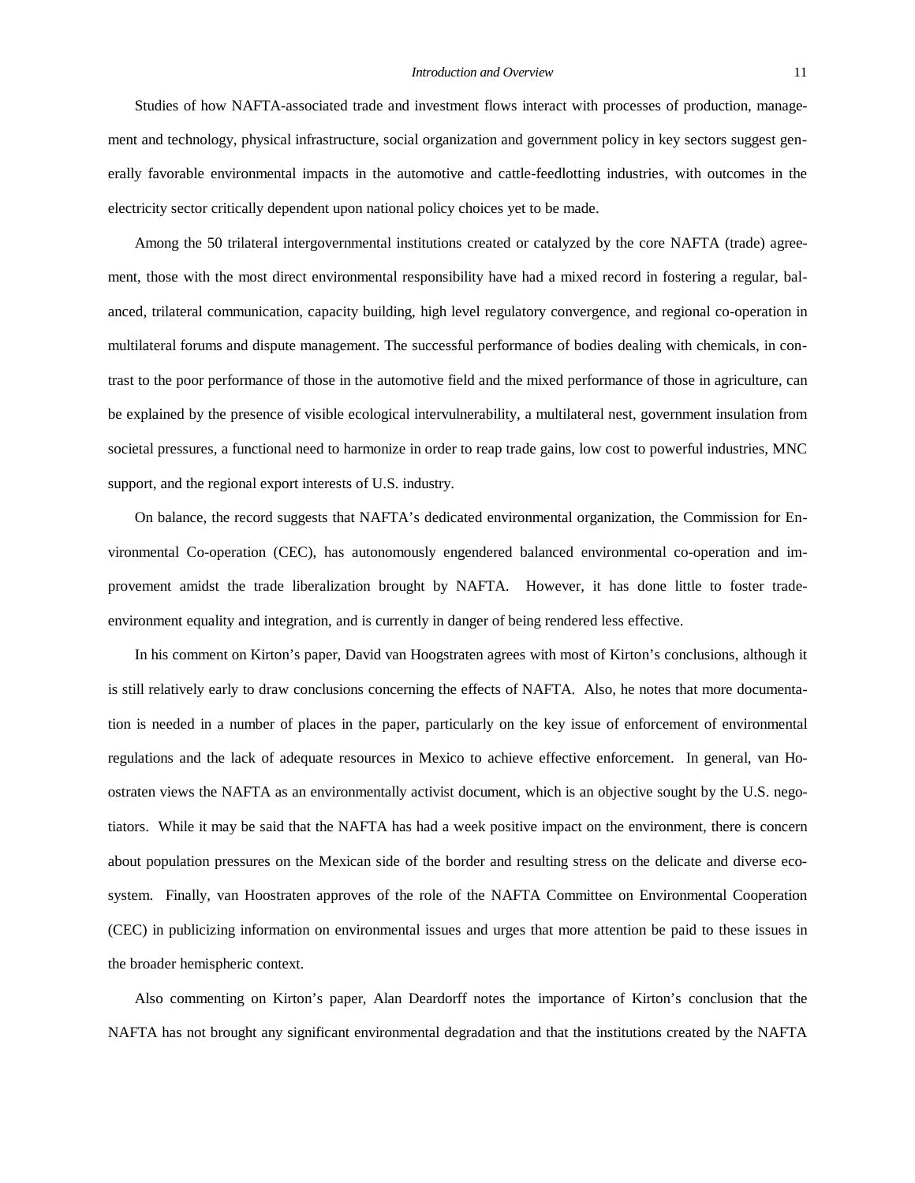Studies of how NAFTA-associated trade and investment flows interact with processes of production, management and technology, physical infrastructure, social organization and government policy in key sectors suggest generally favorable environmental impacts in the automotive and cattle-feedlotting industries, with outcomes in the electricity sector critically dependent upon national policy choices yet to be made.

Among the 50 trilateral intergovernmental institutions created or catalyzed by the core NAFTA (trade) agreement, those with the most direct environmental responsibility have had a mixed record in fostering a regular, balanced, trilateral communication, capacity building, high level regulatory convergence, and regional co-operation in multilateral forums and dispute management. The successful performance of bodies dealing with chemicals, in contrast to the poor performance of those in the automotive field and the mixed performance of those in agriculture, can be explained by the presence of visible ecological intervulnerability, a multilateral nest, government insulation from societal pressures, a functional need to harmonize in order to reap trade gains, low cost to powerful industries, MNC support, and the regional export interests of U.S. industry.

On balance, the record suggests that NAFTA's dedicated environmental organization, the Commission for Environmental Co-operation (CEC), has autonomously engendered balanced environmental co-operation and improvement amidst the trade liberalization brought by NAFTA. However, it has done little to foster trade-environment equality and integration, and is currently in danger of being rendered less effective.

In his comment on Kirton's paper, David van Hoogstraten agrees with most of Kirton's conclusions, although it is still relatively early to draw conclusions concerning the effects of NAFTA. Also, he notes that more documentation is needed in a number of places in the paper, particularly on the key issue of enforcement of environmental regulations and the lack of adequate resources in Mexico to achieve effective enforcement. In general, van Hoostraten views the NAFTA as an environmentally activist document, which is an objective sought by the U.S. negotiators. While it may be said that the NAFTA has had a week positive impact on the environment, there is concern about population pressures on the Mexican side of the border and resulting stress on the delicate and diverse ecosystem. Finally, van Hoostraten approves of the role of the NAFTA Committee on Environmental Cooperation (CEC) in publicizing information on environmental issues and urges that more attention be paid to these issues in the broader hemispheric context.

Also commenting on Kirton's paper, Alan Deardorff notes the importance of Kirton's conclusion that the NAFTA has not brought any significant environmental degradation and that the institutions created by the NAFTA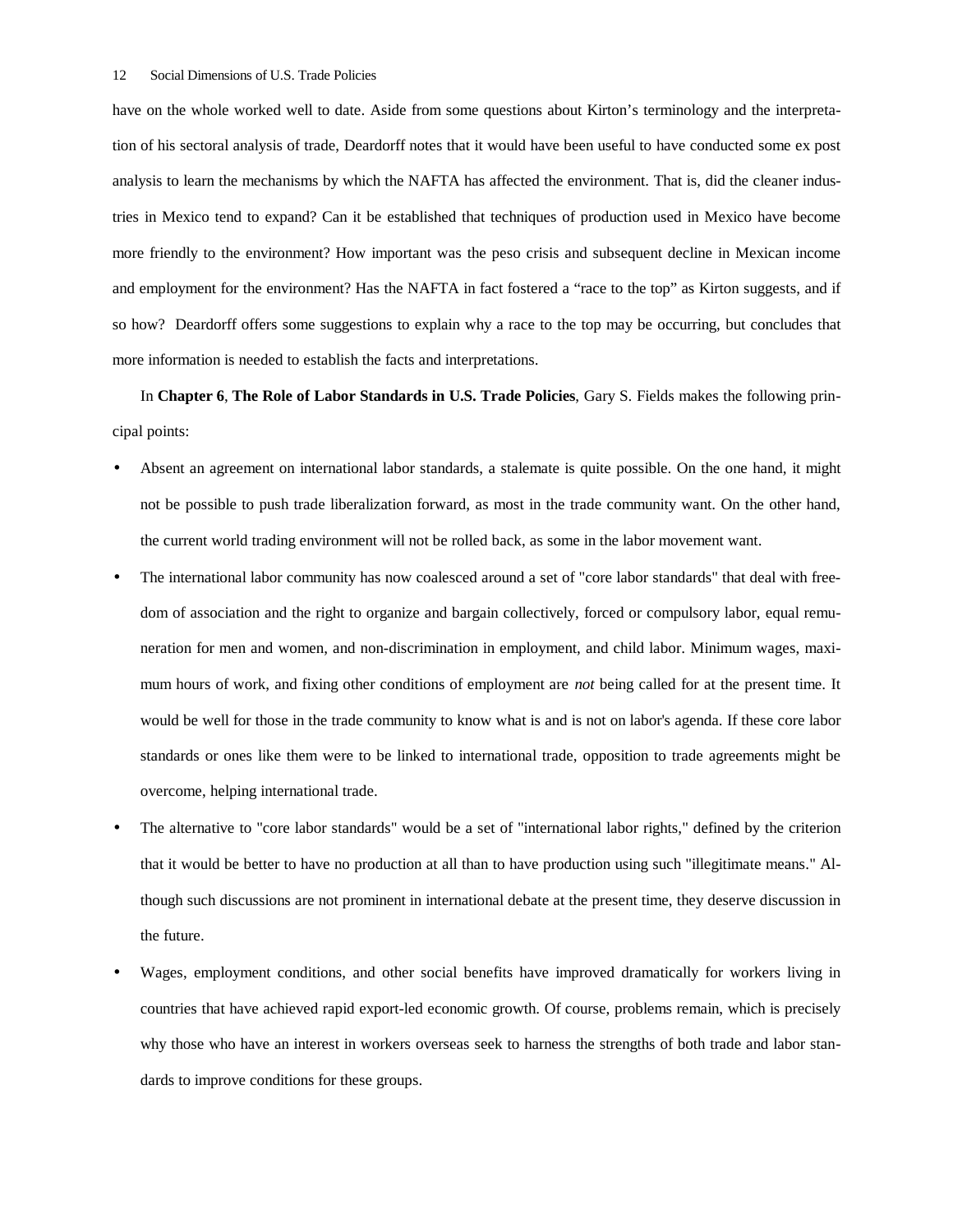have on the whole worked well to date. Aside from some questions about Kirton's terminology and the interpretation of his sectoral analysis of trade, Deardorff notes that it would have been useful to have conducted some ex post analysis to learn the mechanisms by which the NAFTA has affected the environment. That is, did the cleaner industries in Mexico tend to expand? Can it be established that techniques of production used in Mexico have become more friendly to the environment? How important was the peso crisis and subsequent decline in Mexican income and employment for the environment? Has the NAFTA in fact fostered a "race to the top" as Kirton suggests, and if so how? Deardorff offers some suggestions to explain why a race to the top may be occurring, but concludes that more information is needed to establish the facts and interpretations.

In **Chapter 6**, **The Role of Labor Standards in U.S. Trade Policies**, Gary S. Fields makes the following principal points:

- Absent an agreement on international labor standards, a stalemate is quite possible. On the one hand, it might not be possible to push trade liberalization forward, as most in the trade community want. On the other hand, the current world trading environment will not be rolled back, as some in the labor movement want.
- The international labor community has now coalesced around a set of "core labor standards" that deal with freedom of association and the right to organize and bargain collectively, forced or compulsory labor, equal remuneration for men and women, and non-discrimination in employment, and child labor. Minimum wages, maximum hours of work, and fixing other conditions of employment are *not* being called for at the present time. It would be well for those in the trade community to know what is and is not on labor's agenda. If these core labor standards or ones like them were to be linked to international trade, opposition to trade agreements might be overcome, helping international trade.
- The alternative to "core labor standards" would be a set of "international labor rights," defined by the criterion that it would be better to have no production at all than to have production using such "illegitimate means." Although such discussions are not prominent in international debate at the present time, they deserve discussion in the future.
- Wages, employment conditions, and other social benefits have improved dramatically for workers living in countries that have achieved rapid export-led economic growth. Of course, problems remain, which is precisely why those who have an interest in workers overseas seek to harness the strengths of both trade and labor standards to improve conditions for these groups.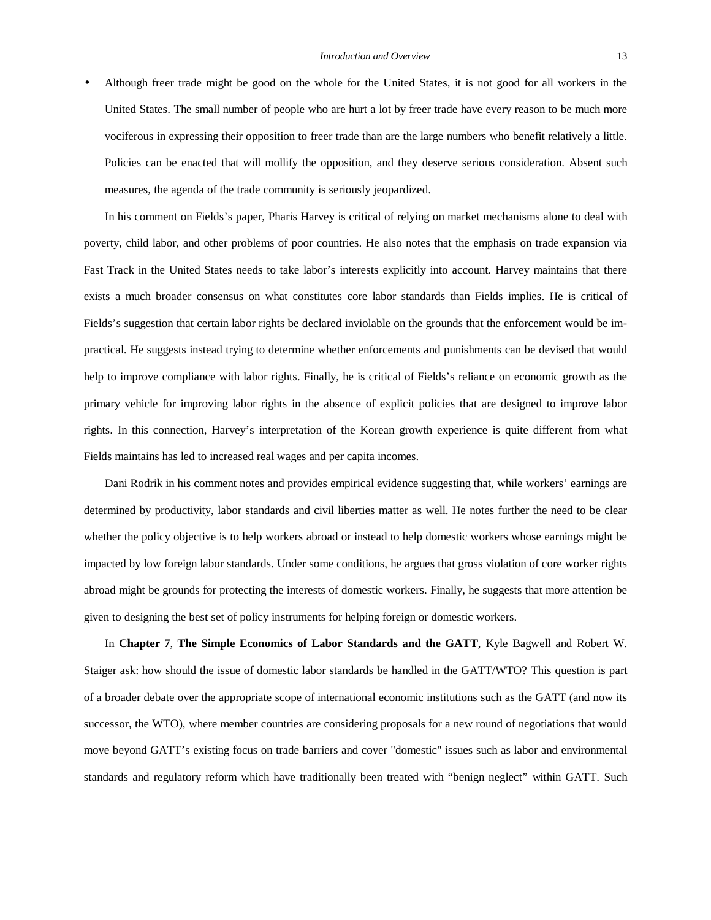- Although freer trade might be good on the whole for the United States, it is not good for all workers in the United States. The small number of people who are hurt a lot by freer trade have every reason to be much more vociferous in expressing their opposition to freer trade than are the large numbers who benefit relatively a little. Policies can be enacted that will mollify the opposition, and they deserve serious consideration. Absent such measures, the agenda of the trade community is seriously jeopardized.

In his comment on Fields's paper, Pharis Harvey is critical of relying on market mechanisms alone to deal with poverty, child labor, and other problems of poor countries. He also notes that the emphasis on trade expansion via Fast Track in the United States needs to take labor's interests explicitly into account. Harvey maintains that there exists a much broader consensus on what constitutes core labor standards than Fields implies. He is critical of Fields's suggestion that certain labor rights be declared inviolable on the grounds that the enforcement would be impractical. He suggests instead trying to determine whether enforcements and punishments can be devised that would help to improve compliance with labor rights. Finally, he is critical of Fields's reliance on economic growth as the primary vehicle for improving labor rights in the absence of explicit policies that are designed to improve labor rights. In this connection, Harvey's interpretation of the Korean growth experience is quite different from what Fields maintains has led to increased real wages and per capita incomes.

Dani Rodrik in his comment notes and provides empirical evidence suggesting that, while workers' earnings are determined by productivity, labor standards and civil liberties matter as well. He notes further the need to be clear whether the policy objective is to help workers abroad or instead to help domestic workers whose earnings might be impacted by low foreign labor standards. Under some conditions, he argues that gross violation of core worker rights abroad might be grounds for protecting the interests of domestic workers. Finally, he suggests that more attention be given to designing the best set of policy instruments for helping foreign or domestic workers.

In **Chapter 7**, **The Simple Economics of Labor Standards and the GATT**, Kyle Bagwell and Robert W. Staiger ask: how should the issue of domestic labor standards be handled in the GATT/WTO? This question is part of a broader debate over the appropriate scope of international economic institutions such as the GATT (and now its successor, the WTO), where member countries are considering proposals for a new round of negotiations that would move beyond GATT's existing focus on trade barriers and cover "domestic" issues such as labor and environmental standards and regulatory reform which have traditionally been treated with "benign neglect" within GATT. Such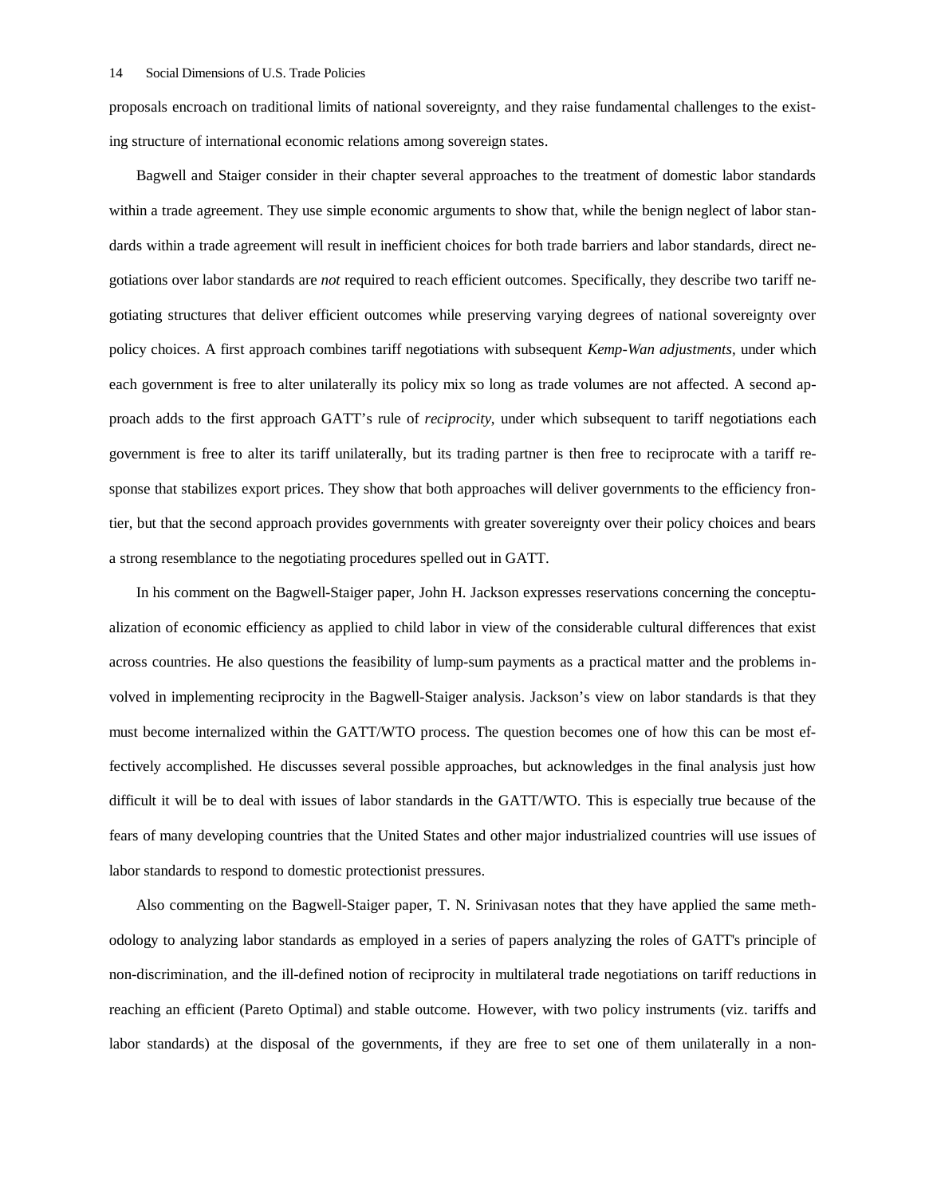proposals encroach on traditional limits of national sovereignty, and they raise fundamental challenges to the existing structure of international economic relations among sovereign states.

Bagwell and Staiger consider in their chapter several approaches to the treatment of domestic labor standards within a trade agreement. They use simple economic arguments to show that, while the benign neglect of labor standards within a trade agreement will result in inefficient choices for both trade barriers and labor standards, direct negotiations over labor standards are *not* required to reach efficient outcomes. Specifically, they describe two tariff negotiating structures that deliver efficient outcomes while preserving varying degrees of national sovereignty over policy choices. A first approach combines tariff negotiations with subsequent *Kemp-Wan adjustments*, under which each government is free to alter unilaterally its policy mix so long as trade volumes are not affected. A second approach adds to the first approach GATT's rule of *reciprocity*, under which subsequent to tariff negotiations each government is free to alter its tariff unilaterally, but its trading partner is then free to reciprocate with a tariff response that stabilizes export prices. They show that both approaches will deliver governments to the efficiency frontier, but that the second approach provides governments with greater sovereignty over their policy choices and bears a strong resemblance to the negotiating procedures spelled out in GATT.

In his comment on the Bagwell-Staiger paper, John H. Jackson expresses reservations concerning the conceptualization of economic efficiency as applied to child labor in view of the considerable cultural differences that exist across countries. He also questions the feasibility of lump-sum payments as a practical matter and the problems involved in implementing reciprocity in the Bagwell-Staiger analysis. Jackson's view on labor standards is that they must become internalized within the GATT/WTO process. The question becomes one of how this can be most effectively accomplished. He discusses several possible approaches, but acknowledges in the final analysis just how difficult it will be to deal with issues of labor standards in the GATT/WTO. This is especially true because of the fears of many developing countries that the United States and other major industrialized countries will use issues of labor standards to respond to domestic protectionist pressures.

Also commenting on the Bagwell-Staiger paper, T. N. Srinivasan notes that they have applied the same methodology to analyzing labor standards as employed in a series of papers analyzing the roles of GATT's principle of non-discrimination, and the ill-defined notion of reciprocity in multilateral trade negotiations on tariff reductions in reaching an efficient (Pareto Optimal) and stable outcome. However, with two policy instruments (viz. tariffs and labor standards) at the disposal of the governments, if they are free to set one of them unilaterally in a non-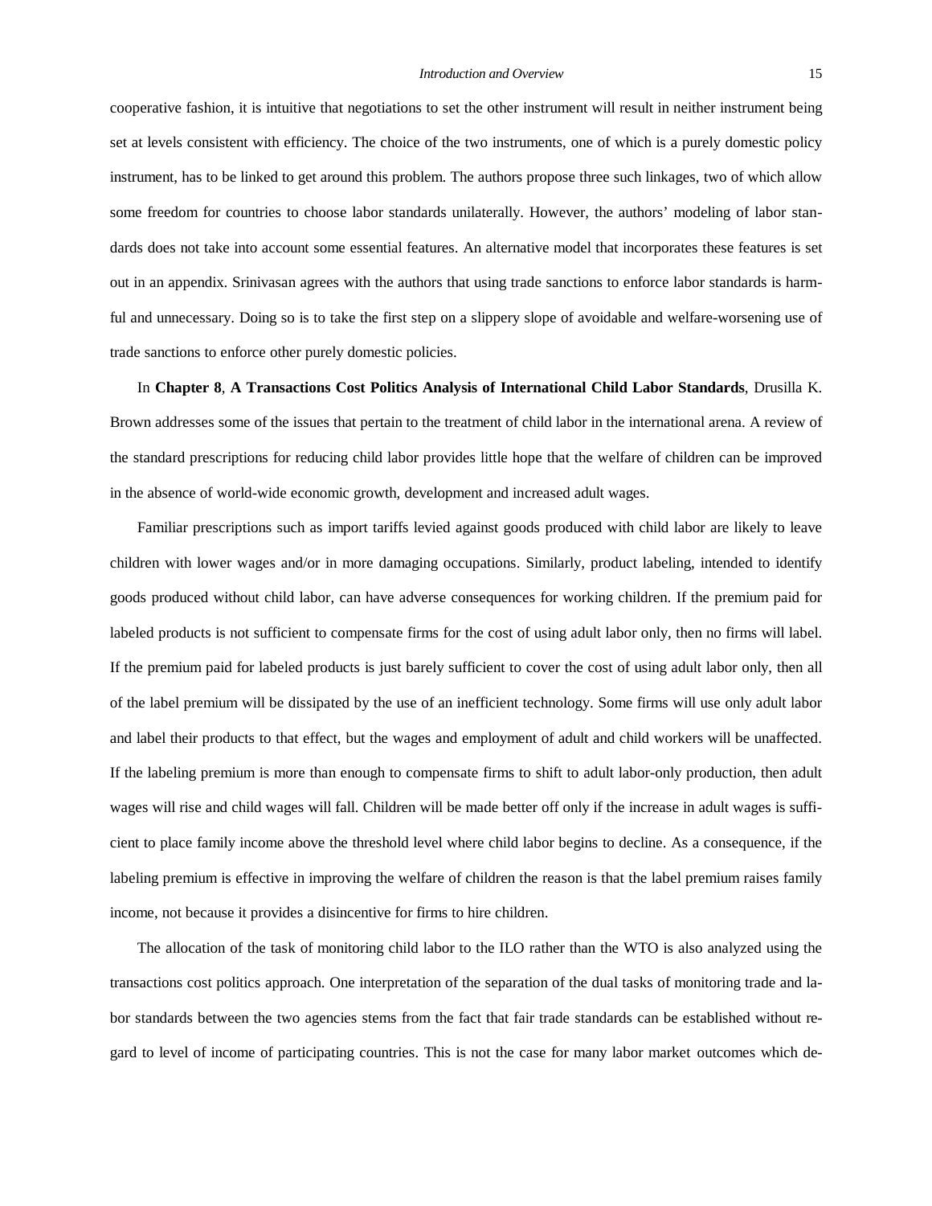cooperative fashion, it is intuitive that negotiations to set the other instrument will result in neither instrument being set at levels consistent with efficiency. The choice of the two instruments, one of which is a purely domestic policy instrument, has to be linked to get around this problem. The authors propose three such linkages, two of which allow some freedom for countries to choose labor standards unilaterally. However, the authors' modeling of labor standards does not take into account some essential features. An alternative model that incorporates these features is set out in an appendix. Srinivasan agrees with the authors that using trade sanctions to enforce labor standards is harmful and unnecessary. Doing so is to take the first step on a slippery slope of avoidable and welfare-worsening use of trade sanctions to enforce other purely domestic policies.

In **Chapter 8**, **A Transactions Cost Politics Analysis of International Child Labor Standards**, Drusilla K. Brown addresses some of the issues that pertain to the treatment of child labor in the international arena. A review of the standard prescriptions for reducing child labor provides little hope that the welfare of children can be improved in the absence of world-wide economic growth, development and increased adult wages.

Familiar prescriptions such as import tariffs levied against goods produced with child labor are likely to leave children with lower wages and/or in more damaging occupations. Similarly, product labeling, intended to identify goods produced without child labor, can have adverse consequences for working children. If the premium paid for labeled products is not sufficient to compensate firms for the cost of using adult labor only, then no firms will label. If the premium paid for labeled products is just barely sufficient to cover the cost of using adult labor only, then all of the label premium will be dissipated by the use of an inefficient technology. Some firms will use only adult labor and label their products to that effect, but the wages and employment of adult and child workers will be unaffected. If the labeling premium is more than enough to compensate firms to shift to adult labor-only production, then adult wages will rise and child wages will fall. Children will be made better off only if the increase in adult wages is sufficient to place family income above the threshold level where child labor begins to decline. As a consequence, if the labeling premium is effective in improving the welfare of children the reason is that the label premium raises family income, not because it provides a disincentive for firms to hire children.

The allocation of the task of monitoring child labor to the ILO rather than the WTO is also analyzed using the transactions cost politics approach. One interpretation of the separation of the dual tasks of monitoring trade and labor standards between the two agencies stems from the fact that fair trade standards can be established without regard to level of income of participating countries. This is not the case for many labor market outcomes which de-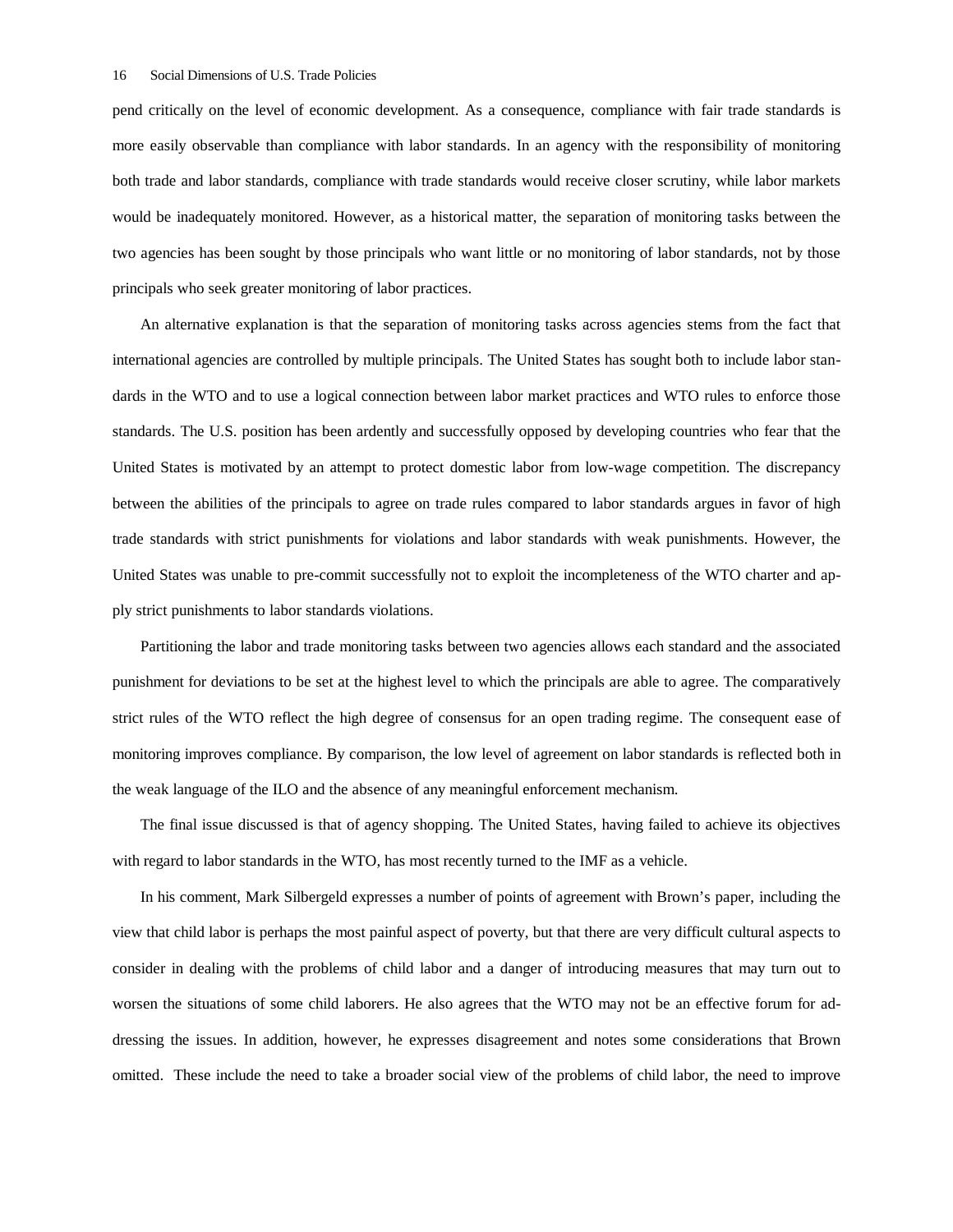pend critically on the level of economic development. As a consequence, compliance with fair trade standards is more easily observable than compliance with labor standards. In an agency with the responsibility of monitoring both trade and labor standards, compliance with trade standards would receive closer scrutiny, while labor markets would be inadequately monitored. However, as a historical matter, the separation of monitoring tasks between the two agencies has been sought by those principals who want little or no monitoring of labor standards, not by those principals who seek greater monitoring of labor practices.

An alternative explanation is that the separation of monitoring tasks across agencies stems from the fact that international agencies are controlled by multiple principals. The United States has sought both to include labor standards in the WTO and to use a logical connection between labor market practices and WTO rules to enforce those standards. The U.S. position has been ardently and successfully opposed by developing countries who fear that the United States is motivated by an attempt to protect domestic labor from low-wage competition. The discrepancy between the abilities of the principals to agree on trade rules compared to labor standards argues in favor of high trade standards with strict punishments for violations and labor standards with weak punishments. However, the United States was unable to pre-commit successfully not to exploit the incompleteness of the WTO charter and apply strict punishments to labor standards violations.

Partitioning the labor and trade monitoring tasks between two agencies allows each standard and the associated punishment for deviations to be set at the highest level to which the principals are able to agree. The comparatively strict rules of the WTO reflect the high degree of consensus for an open trading regime. The consequent ease of monitoring improves compliance. By comparison, the low level of agreement on labor standards is reflected both in the weak language of the ILO and the absence of any meaningful enforcement mechanism.

The final issue discussed is that of agency shopping. The United States, having failed to achieve its objectives with regard to labor standards in the WTO, has most recently turned to the IMF as a vehicle.

In his comment, Mark Silbergeld expresses a number of points of agreement with Brown's paper, including the view that child labor is perhaps the most painful aspect of poverty, but that there are very difficult cultural aspects to consider in dealing with the problems of child labor and a danger of introducing measures that may turn out to worsen the situations of some child laborers. He also agrees that the WTO may not be an effective forum for addressing the issues. In addition, however, he expresses disagreement and notes some considerations that Brown omitted. These include the need to take a broader social view of the problems of child labor, the need to improve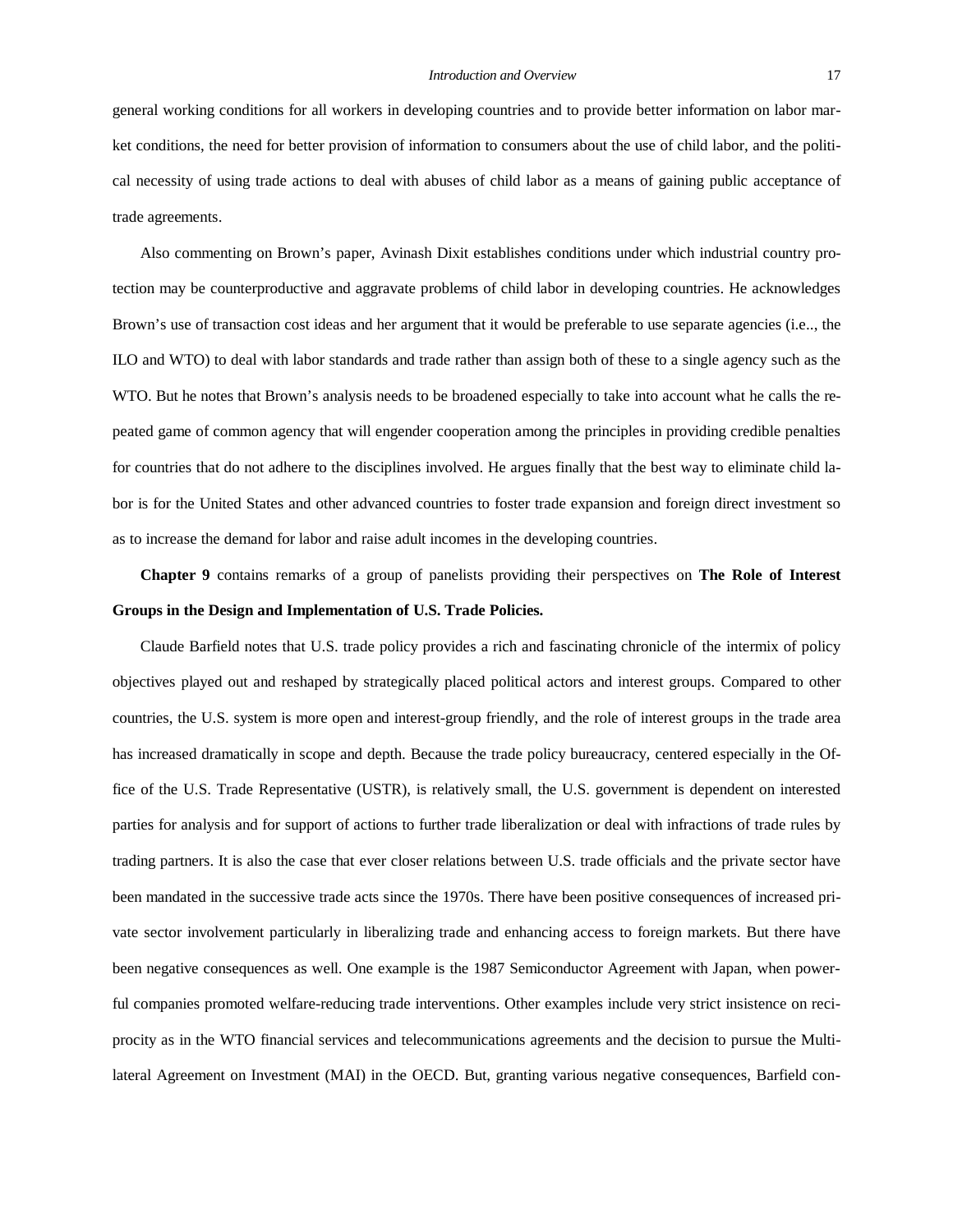general working conditions for all workers in developing countries and to provide better information on labor market conditions, the need for better provision of information to consumers about the use of child labor, and the political necessity of using trade actions to deal with abuses of child labor as a means of gaining public acceptance of trade agreements.

Also commenting on Brown's paper, Avinash Dixit establishes conditions under which industrial country protection may be counterproductive and aggravate problems of child labor in developing countries. He acknowledges Brown's use of transaction cost ideas and her argument that it would be preferable to use separate agencies (i.e.., the ILO and WTO) to deal with labor standards and trade rather than assign both of these to a single agency such as the WTO. But he notes that Brown's analysis needs to be broadened especially to take into account what he calls the repeated game of common agency that will engender cooperation among the principles in providing credible penalties for countries that do not adhere to the disciplines involved. He argues finally that the best way to eliminate child labor is for the United States and other advanced countries to foster trade expansion and foreign direct investment so as to increase the demand for labor and raise adult incomes in the developing countries.

**Chapter 9** contains remarks of a group of panelists providing their perspectives on **The Role of Interest Groups in the Design and Implementation of U.S. Trade Policies.**

Claude Barfield notes that U.S. trade policy provides a rich and fascinating chronicle of the intermix of policy objectives played out and reshaped by strategically placed political actors and interest groups. Compared to other countries, the U.S. system is more open and interest-group friendly, and the role of interest groups in the trade area has increased dramatically in scope and depth. Because the trade policy bureaucracy, centered especially in the Office of the U.S. Trade Representative (USTR), is relatively small, the U.S. government is dependent on interested parties for analysis and for support of actions to further trade liberalization or deal with infractions of trade rules by trading partners. It is also the case that ever closer relations between U.S. trade officials and the private sector have been mandated in the successive trade acts since the 1970s. There have been positive consequences of increased private sector involvement particularly in liberalizing trade and enhancing access to foreign markets. But there have been negative consequences as well. One example is the 1987 Semiconductor Agreement with Japan, when powerful companies promoted welfare-reducing trade interventions. Other examples include very strict insistence on reciprocity as in the WTO financial services and telecommunications agreements and the decision to pursue the Multilateral Agreement on Investment (MAI) in the OECD. But, granting various negative consequences, Barfield con-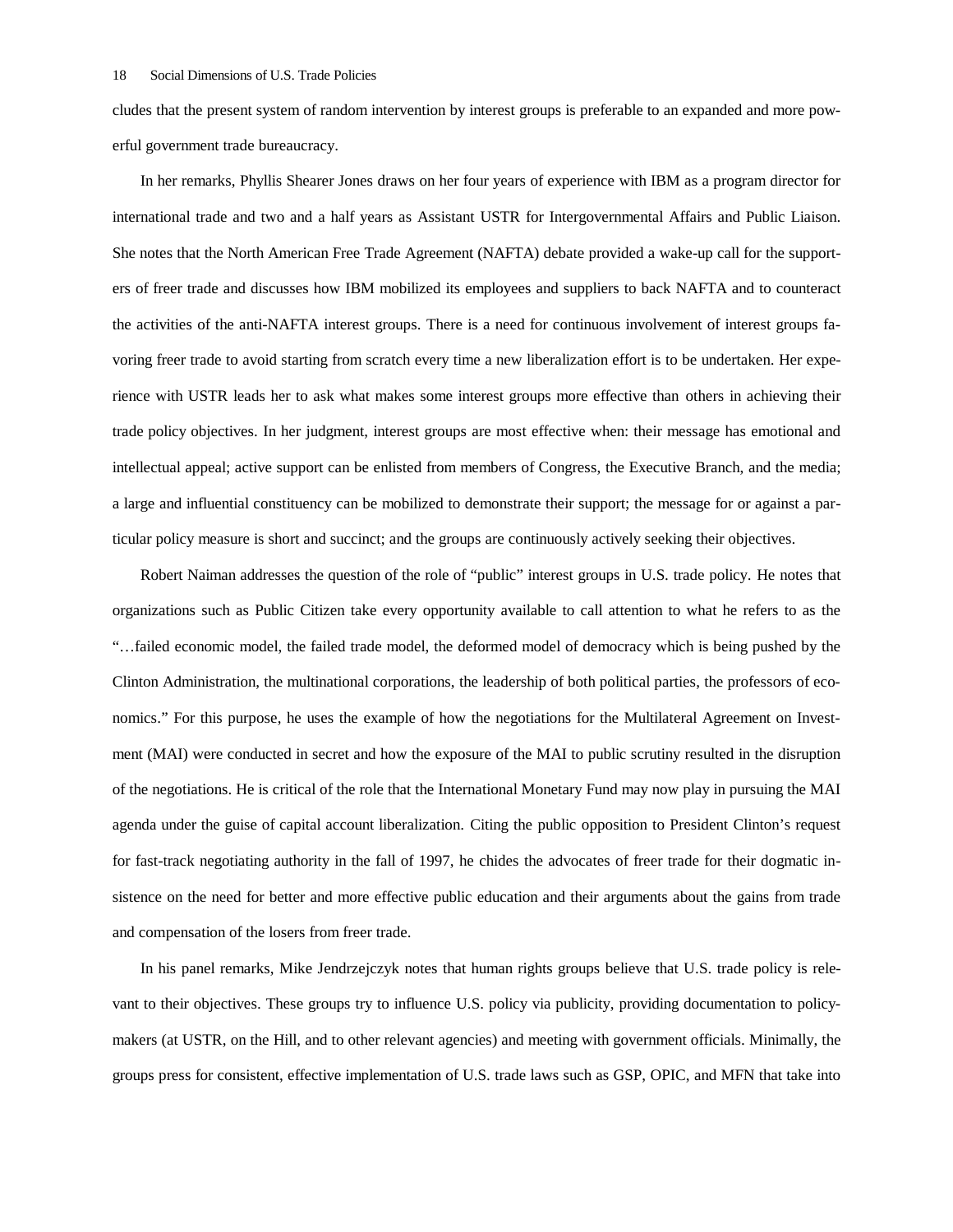cludes that the present system of random intervention by interest groups is preferable to an expanded and more powerful government trade bureaucracy.

In her remarks, Phyllis Shearer Jones draws on her four years of experience with IBM as a program director for international trade and two and a half years as Assistant USTR for Intergovernmental Affairs and Public Liaison. She notes that the North American Free Trade Agreement (NAFTA) debate provided a wake-up call for the supporters of freer trade and discusses how IBM mobilized its employees and suppliers to back NAFTA and to counteract the activities of the anti-NAFTA interest groups. There is a need for continuous involvement of interest groups favoring freer trade to avoid starting from scratch every time a new liberalization effort is to be undertaken. Her experience with USTR leads her to ask what makes some interest groups more effective than others in achieving their trade policy objectives. In her judgment, interest groups are most effective when: their message has emotional and intellectual appeal; active support can be enlisted from members of Congress, the Executive Branch, and the media; a large and influential constituency can be mobilized to demonstrate their support; the message for or against a particular policy measure is short and succinct; and the groups are continuously actively seeking their objectives.

Robert Naiman addresses the question of the role of "public" interest groups in U.S. trade policy. He notes that organizations such as Public Citizen take every opportunity available to call attention to what he refers to as the "…failed economic model, the failed trade model, the deformed model of democracy which is being pushed by the Clinton Administration, the multinational corporations, the leadership of both political parties, the professors of economics." For this purpose, he uses the example of how the negotiations for the Multilateral Agreement on Investment (MAI) were conducted in secret and how the exposure of the MAI to public scrutiny resulted in the disruption of the negotiations. He is critical of the role that the International Monetary Fund may now play in pursuing the MAI agenda under the guise of capital account liberalization. Citing the public opposition to President Clinton's request for fast-track negotiating authority in the fall of 1997, he chides the advocates of freer trade for their dogmatic insistence on the need for better and more effective public education and their arguments about the gains from trade and compensation of the losers from freer trade.

In his panel remarks, Mike Jendrzejczyk notes that human rights groups believe that U.S. trade policy is relevant to their objectives. These groups try to influence U.S. policy via publicity, providing documentation to policymakers (at USTR, on the Hill, and to other relevant agencies) and meeting with government officials. Minimally, the groups press for consistent, effective implementation of U.S. trade laws such as GSP, OPIC, and MFN that take into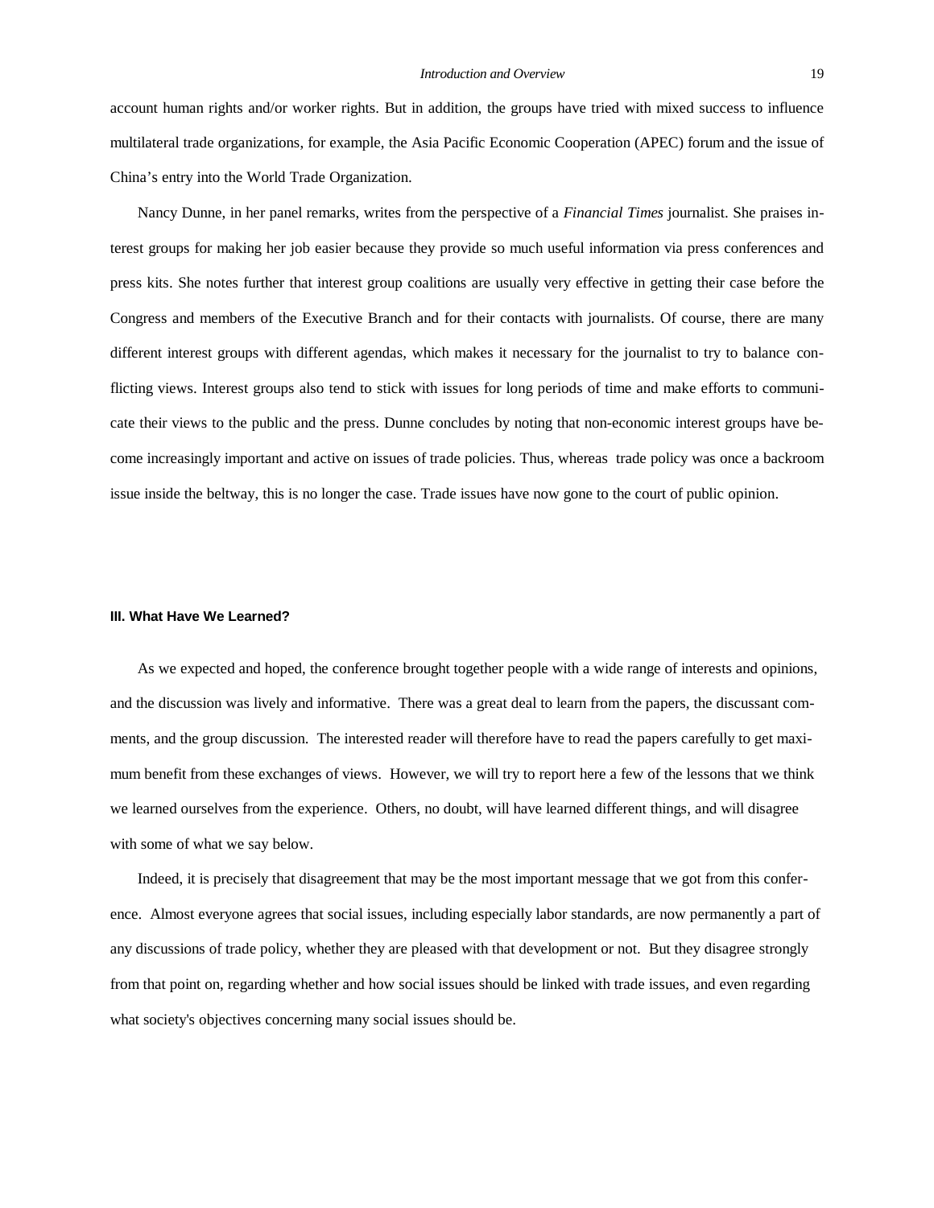account human rights and/or worker rights. But in addition, the groups have tried with mixed success to influence multilateral trade organizations, for example, the Asia Pacific Economic Cooperation (APEC) forum and the issue of China's entry into the World Trade Organization.

Nancy Dunne, in her panel remarks, writes from the perspective of a *Financial Times* journalist. She praises interest groups for making her job easier because they provide so much useful information via press conferences and press kits. She notes further that interest group coalitions are usually very effective in getting their case before the Congress and members of the Executive Branch and for their contacts with journalists. Of course, there are many different interest groups with different agendas, which makes it necessary for the journalist to try to balance conflicting views. Interest groups also tend to stick with issues for long periods of time and make efforts to communicate their views to the public and the press. Dunne concludes by noting that non-economic interest groups have become increasingly important and active on issues of trade policies. Thus, whereas trade policy was once a backroom issue inside the beltway, this is no longer the case. Trade issues have now gone to the court of public opinion.

### III. What Have We Learned?

As we expected and hoped, the conference brought together people with a wide range of interests and opinions, and the discussion was lively and informative. There was a great deal to learn from the papers, the discussant comments, and the group discussion. The interested reader will therefore have to read the papers carefully to get maximum benefit from these exchanges of views. However, we will try to report here a few of the lessons that we think we learned ourselves from the experience. Others, no doubt, will have learned different things, and will disagree with some of what we say below.

Indeed, it is precisely that disagreement that may be the most important message that we got from this conference. Almost everyone agrees that social issues, including especially labor standards, are now permanently a part of any discussions of trade policy, whether they are pleased with that development or not. But they disagree strongly from that point on, regarding whether and how social issues should be linked with trade issues, and even regarding what society's objectives concerning many social issues should be.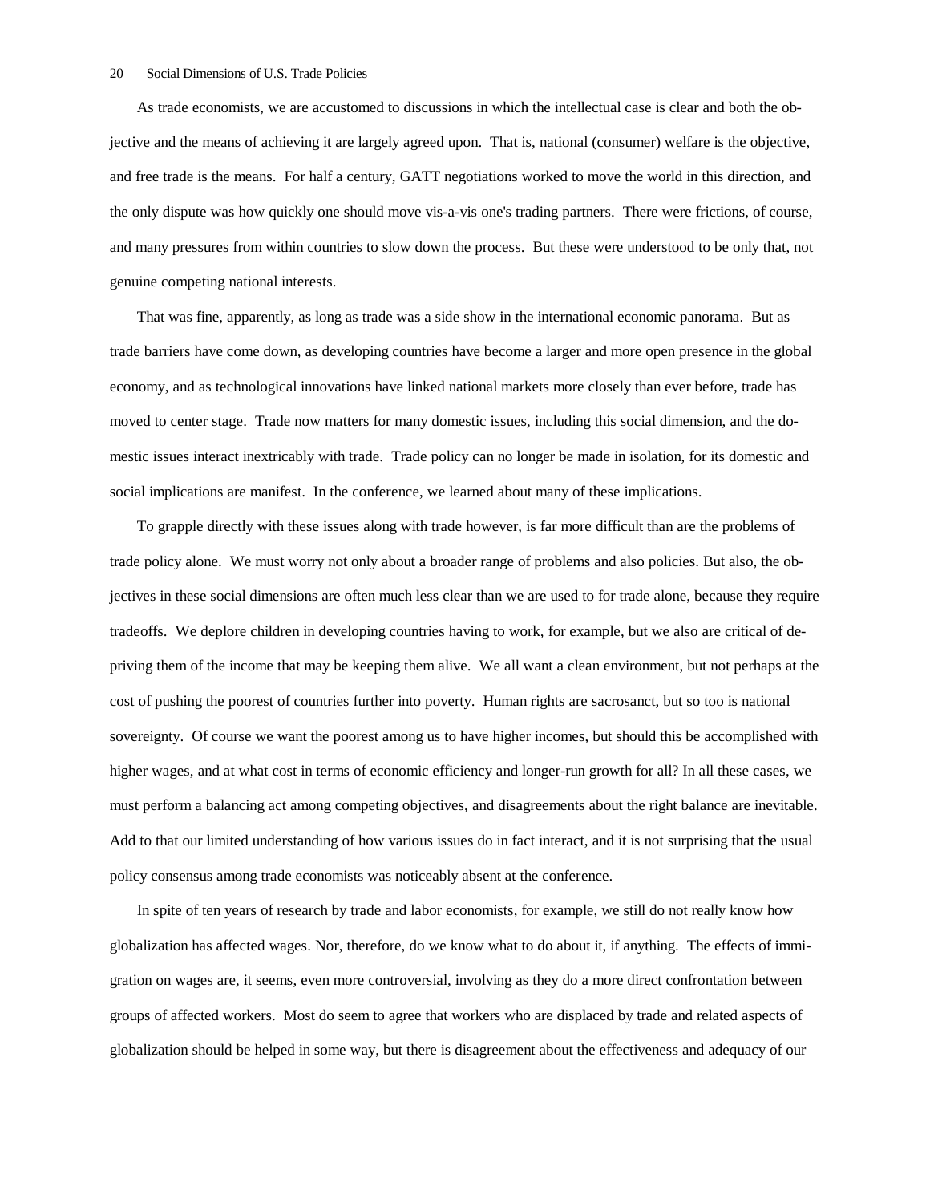As trade economists, we are accustomed to discussions in which the intellectual case is clear and both the objective and the means of achieving it are largely agreed upon. That is, national (consumer) welfare is the objective, and free trade is the means. For half a century, GATT negotiations worked to move the world in this direction, and the only dispute was how quickly one should move vis-a-vis one's trading partners. There were frictions, of course, and many pressures from within countries to slow down the process. But these were understood to be only that, not genuine competing national interests.

That was fine, apparently, as long as trade was a side show in the international economic panorama. But as trade barriers have come down, as developing countries have become a larger and more open presence in the global economy, and as technological innovations have linked national markets more closely than ever before, trade has moved to center stage. Trade now matters for many domestic issues, including this social dimension, and the domestic issues interact inextricably with trade. Trade policy can no longer be made in isolation, for its domestic and social implications are manifest. In the conference, we learned about many of these implications.

To grapple directly with these issues along with trade however, is far more difficult than are the problems of trade policy alone. We must worry not only about a broader range of problems and also policies. But also, the objectives in these social dimensions are often much less clear than we are used to for trade alone, because they require tradeoffs. We deplore children in developing countries having to work, for example, but we also are critical of depriving them of the income that may be keeping them alive. We all want a clean environment, but not perhaps at the cost of pushing the poorest of countries further into poverty. Human rights are sacrosanct, but so too is national sovereignty. Of course we want the poorest among us to have higher incomes, but should this be accomplished with higher wages, and at what cost in terms of economic efficiency and longer-run growth for all? In all these cases, we must perform a balancing act among competing objectives, and disagreements about the right balance are inevitable. Add to that our limited understanding of how various issues do in fact interact, and it is not surprising that the usual policy consensus among trade economists was noticeably absent at the conference.

In spite of ten years of research by trade and labor economists, for example, we still do not really know how globalization has affected wages. Nor, therefore, do we know what to do about it, if anything. The effects of immigration on wages are, it seems, even more controversial, involving as they do a more direct confrontation between groups of affected workers. Most do seem to agree that workers who are displaced by trade and related aspects of globalization should be helped in some way, but there is disagreement about the effectiveness and adequacy of our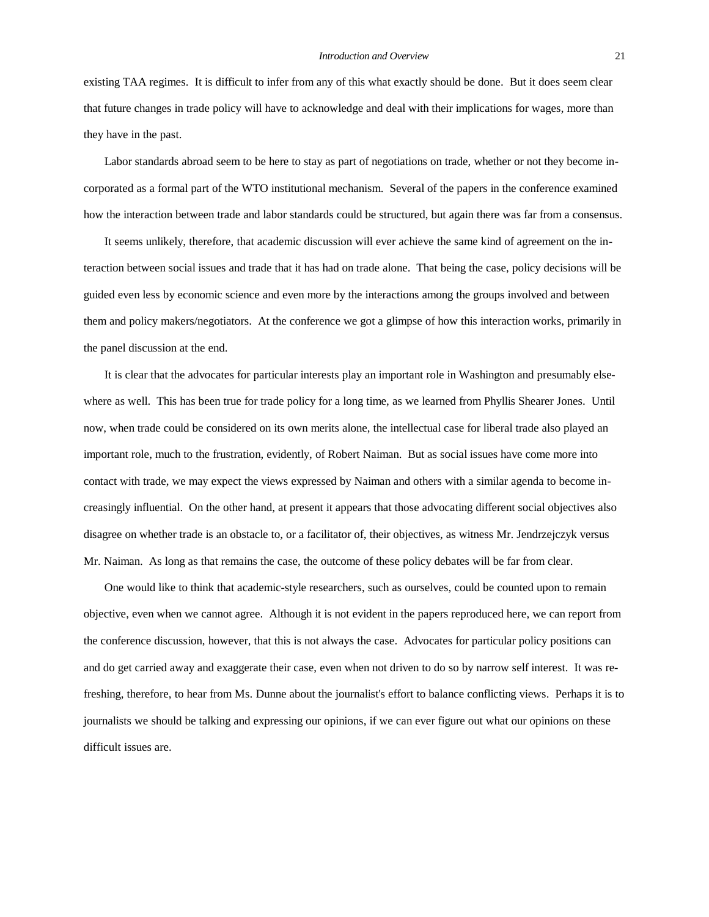existing TAA regimes. It is difficult to infer from any of this what exactly should be done. But it does seem clear that future changes in trade policy will have to acknowledge and deal with their implications for wages, more than they have in the past.

Labor standards abroad seem to be here to stay as part of negotiations on trade, whether or not they become incorporated as a formal part of the WTO institutional mechanism. Several of the papers in the conference examined how the interaction between trade and labor standards could be structured, but again there was far from a consensus.

It seems unlikely, therefore, that academic discussion will ever achieve the same kind of agreement on the interaction between social issues and trade that it has had on trade alone. That being the case, policy decisions will be guided even less by economic science and even more by the interactions among the groups involved and between them and policy makers/negotiators. At the conference we got a glimpse of how this interaction works, primarily in the panel discussion at the end.

It is clear that the advocates for particular interests play an important role in Washington and presumably elsewhere as well. This has been true for trade policy for a long time, as we learned from Phyllis Shearer Jones. Until now, when trade could be considered on its own merits alone, the intellectual case for liberal trade also played an important role, much to the frustration, evidently, of Robert Naiman. But as social issues have come more into contact with trade, we may expect the views expressed by Naiman and others with a similar agenda to become increasingly influential. On the other hand, at present it appears that those advocating different social objectives also disagree on whether trade is an obstacle to, or a facilitator of, their objectives, as witness Mr. Jendrzejczyk versus Mr. Naiman. As long as that remains the case, the outcome of these policy debates will be far from clear.

One would like to think that academic-style researchers, such as ourselves, could be counted upon to remain objective, even when we cannot agree. Although it is not evident in the papers reproduced here, we can report from the conference discussion, however, that this is not always the case. Advocates for particular policy positions can and do get carried away and exaggerate their case, even when not driven to do so by narrow self interest. It was refreshing, therefore, to hear from Ms. Dunne about the journalist's effort to balance conflicting views. Perhaps it is to journalists we should be talking and expressing our opinions, if we can ever figure out what our opinions on these difficult issues are.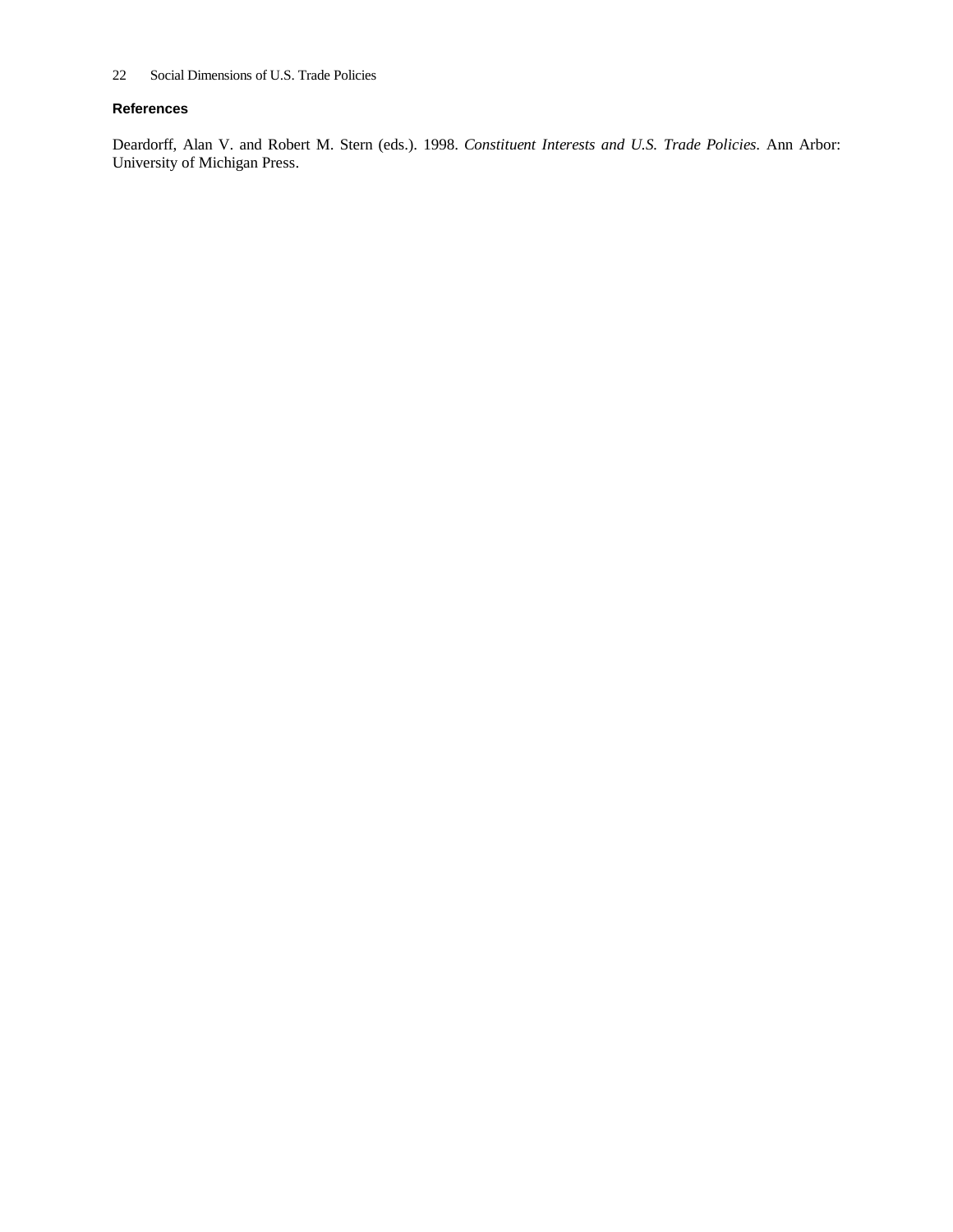### References

Deardorff, Alan V. and Robert M. Stern (eds.). 1998. *Constituent Interests and U.S. Trade Policies*. Ann Arbor: University of Michigan Press.